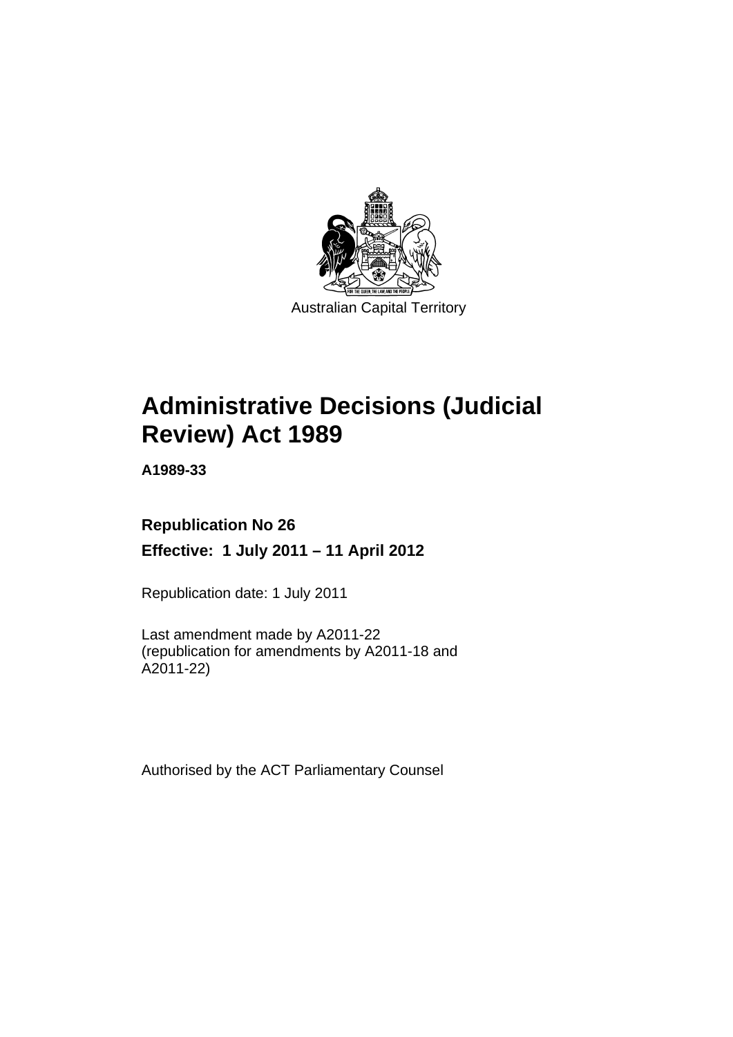Australian Capital Territory

# Administrative Decisions (Judicial Review) Act 1989

**A1989-33**

**Republication No 26**

**Effective: 1 July 2011 – 11 April 2012**

Republication date: 1 July 2011

Last amendment made by A2011-22
(republication for amendments by A2011-18 and A2011-22)

Authorised by the ACT Parliamentary Counsel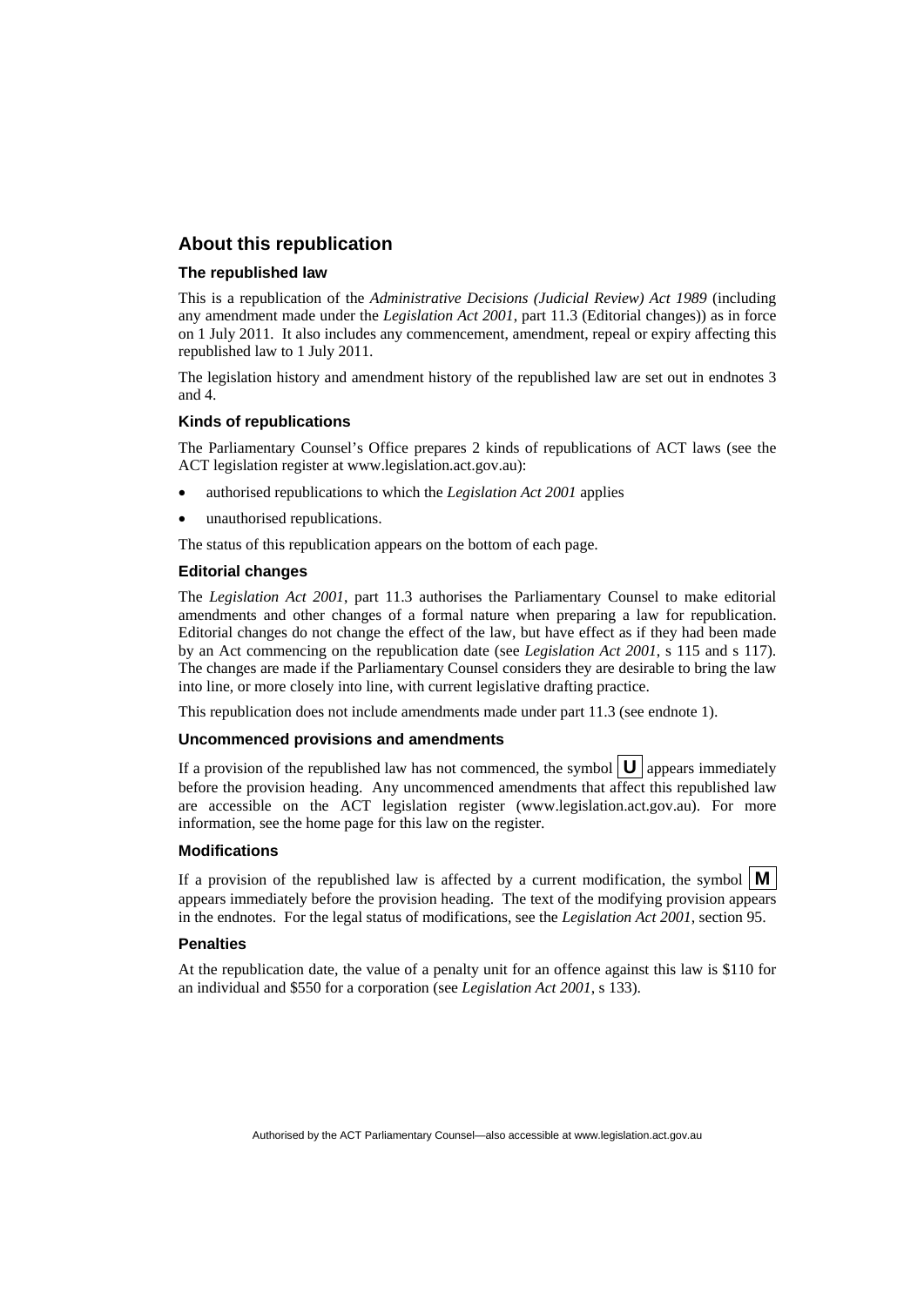## About this republication

### The republished law

This is a republication of the *Administrative Decisions (Judicial Review) Act 1989* (including any amendment made under the *Legislation Act 2001*, part 11.3 (Editorial changes)) as in force on 1 July 2011. It also includes any commencement, amendment, repeal or expiry affecting this republished law to 1 July 2011.

The legislation history and amendment history of the republished law are set out in endnotes 3 and 4.

### Kinds of republications

The Parliamentary Counsel's Office prepares 2 kinds of republications of ACT laws (see the ACT legislation register at www.legislation.act.gov.au):

- authorised republications to which the *Legislation Act 2001* applies
- unauthorised republications.

The status of this republication appears on the bottom of each page.

### Editorial changes

The *Legislation Act 2001*, part 11.3 authorises the Parliamentary Counsel to make editorial amendments and other changes of a formal nature when preparing a law for republication. Editorial changes do not change the effect of the law, but have effect as if they had been made by an Act commencing on the republication date (see *Legislation Act 2001*, s 115 and s 117). The changes are made if the Parliamentary Counsel considers they are desirable to bring the law into line, or more closely into line, with current legislative drafting practice.

This republication does not include amendments made under part 11.3 (see endnote 1).

### Uncommenced provisions and amendments

If a provision of the republished law has not commenced, the symbol **U** appears immediately before the provision heading. Any uncommenced amendments that affect this republished law are accessible on the ACT legislation register (www.legislation.act.gov.au). For more information, see the home page for this law on the register.

### Modifications

If a provision of the republished law is affected by a current modification, the symbol **M** appears immediately before the provision heading. The text of the modifying provision appears in the endnotes. For the legal status of modifications, see the *Legislation Act 2001*, section 95.

### Penalties

At the republication date, the value of a penalty unit for an offence against this law is $110 for an individual and $550 for a corporation (see *Legislation Act 2001*, s 133).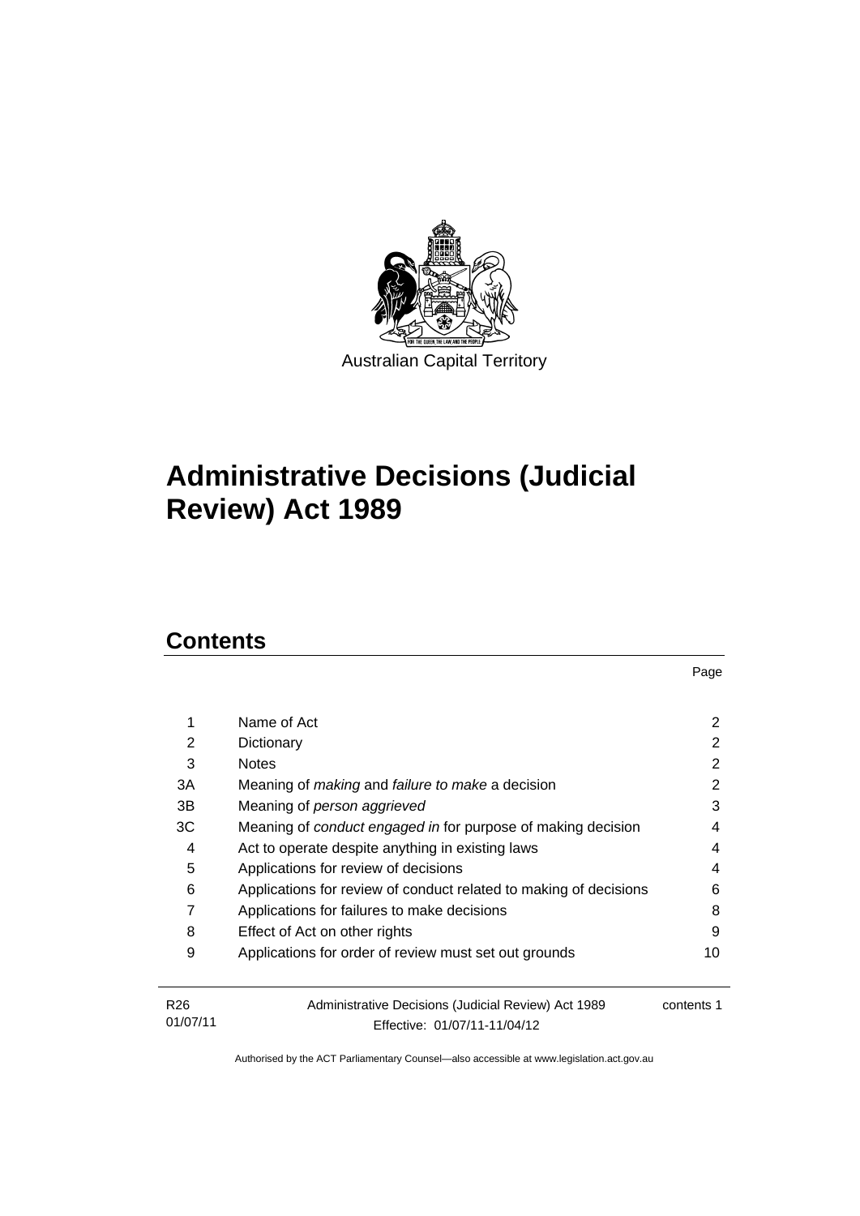Australian Capital Territory

# Administrative Decisions (Judicial Review) Act 1989

## Contents

| | | Page |
|---|---|---|
| 1 | Name of Act | 2 |
| 2 | Dictionary | 2 |
| 3 | Notes | 2 |
| 3A | Meaning of *making* and *failure to make* a decision | 2 |
| 3B | Meaning of *person aggrieved* | 3 |
| 3C | Meaning of *conduct engaged in* for purpose of making decision | 4 |
| 4 | Act to operate despite anything in existing laws | 4 |
| 5 | Applications for review of decisions | 4 |
| 6 | Applications for review of conduct related to making of decisions | 6 |
| 7 | Applications for failures to make decisions | 8 |
| 8 | Effect of Act on other rights | 9 |
| 9 | Applications for order of review must set out grounds | 10 |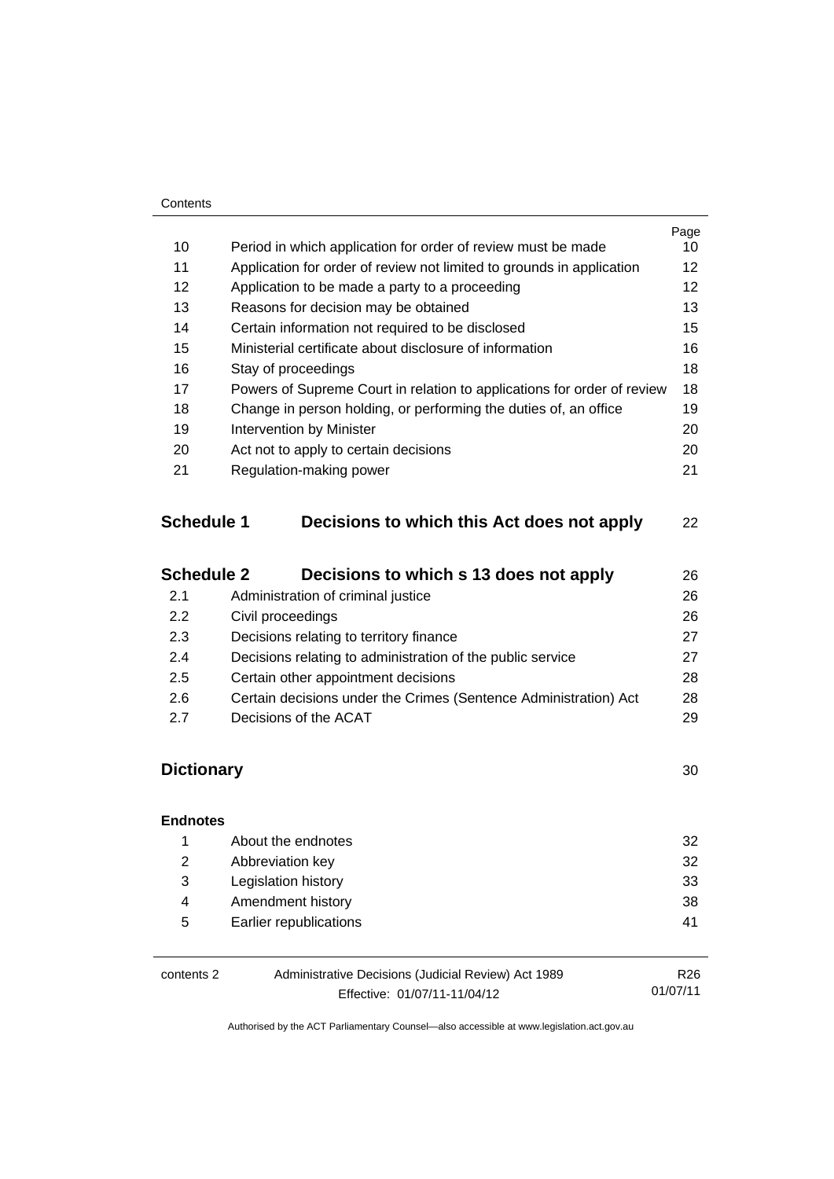| | | Page |
|---|---|---|
| 10 | Period in which application for order of review must be made | 10 |
| 11 | Application for order of review not limited to grounds in application | 12 |
| 12 | Application to be made a party to a proceeding | 12 |
| 13 | Reasons for decision may be obtained | 13 |
| 14 | Certain information not required to be disclosed | 15 |
| 15 | Ministerial certificate about disclosure of information | 16 |
| 16 | Stay of proceedings | 18 |
| 17 | Powers of Supreme Court in relation to applications for order of review | 18 |
| 18 | Change in person holding, or performing the duties of, an office | 19 |
| 19 | Intervention by Minister | 20 |
| 20 | Act not to apply to certain decisions | 20 |
| 21 | Regulation-making power | 21 |

**Schedule 1 Decisions to which this Act does not apply** 22

| | | |
|---|---|---|
| **Schedule 2** | **Decisions to which s 13 does not apply** | 26 |
| 2.1 | Administration of criminal justice | 26 |
| 2.2 | Civil proceedings | 26 |
| 2.3 | Decisions relating to territory finance | 27 |
| 2.4 | Decisions relating to administration of the public service | 27 |
| 2.5 | Certain other appointment decisions | 28 |
| 2.6 | Certain decisions under the Crimes (Sentence Administration) Act | 28 |
| 2.7 | Decisions of the ACAT | 29 |

**Dictionary** 30

**Endnotes**

| | | |
|---|---|---|
| 1 | About the endnotes | 32 |
| 2 | Abbreviation key | 32 |
| 3 | Legislation history | 33 |
| 4 | Amendment history | 38 |
| 5 | Earlier republications | 41 |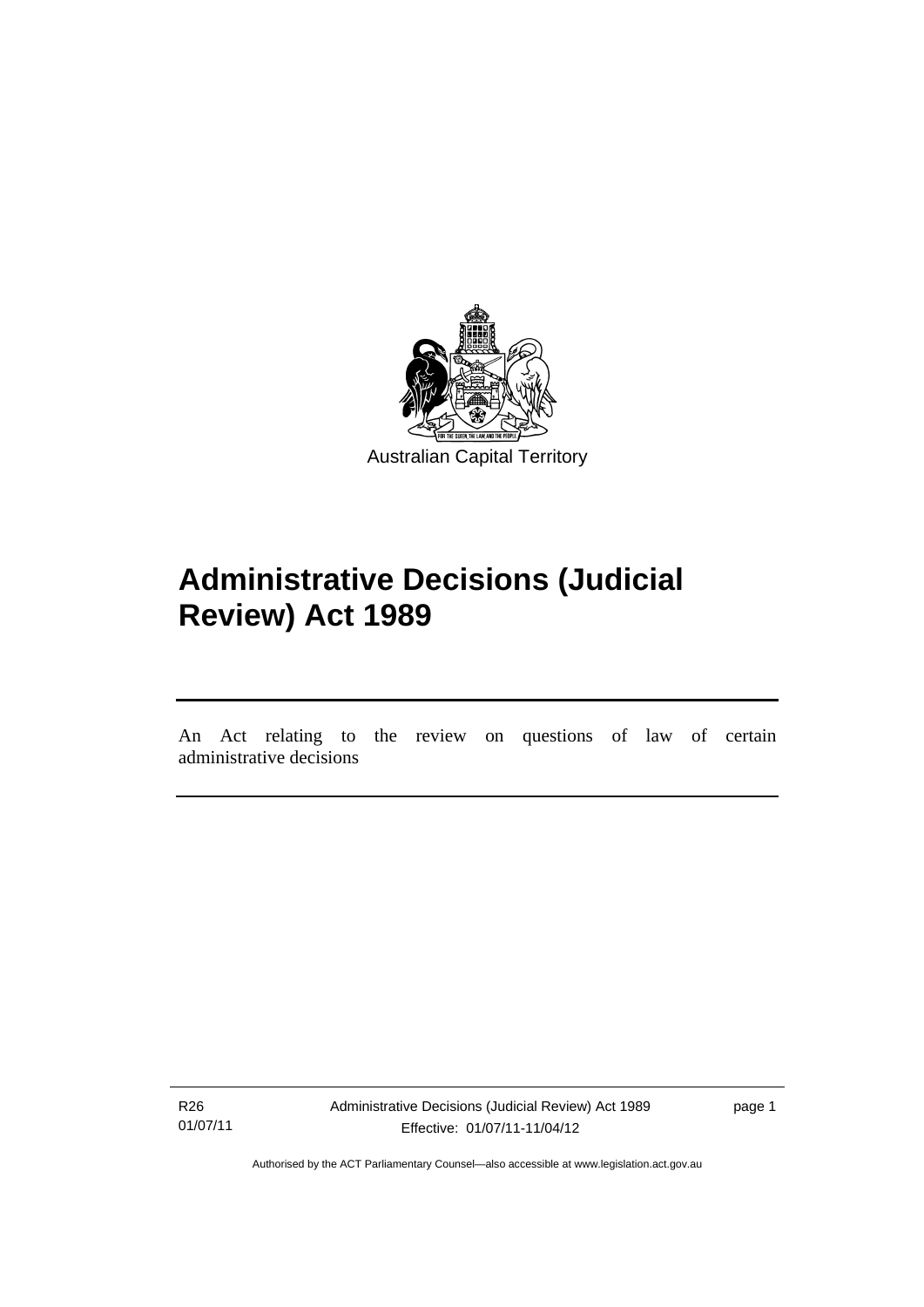Australian Capital Territory

# Administrative Decisions (Judicial Review) Act 1989

An Act relating to the review on questions of law of certain administrative decisions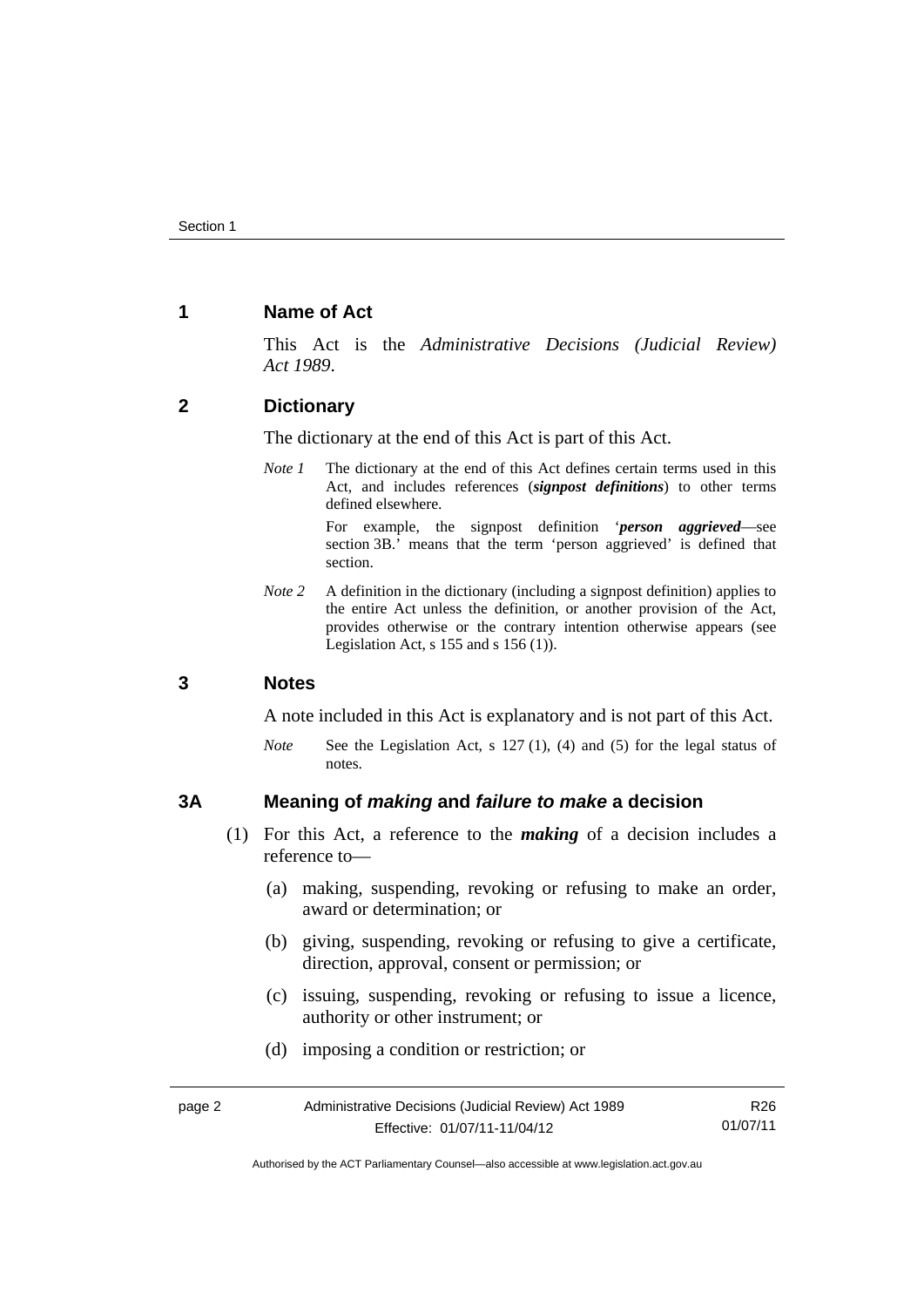## 1 Name of Act

This Act is the *Administrative Decisions (Judicial Review) Act 1989*.

## 2 Dictionary

The dictionary at the end of this Act is part of this Act.

*Note 1* The dictionary at the end of this Act defines certain terms used in this Act, and includes references (***signpost definitions***) to other terms defined elsewhere.

For example, the signpost definition '***person aggrieved***—see section 3B.' means that the term 'person aggrieved' is defined that section.

*Note 2* A definition in the dictionary (including a signpost definition) applies to the entire Act unless the definition, or another provision of the Act, provides otherwise or the contrary intention otherwise appears (see Legislation Act, s 155 and s 156 (1)).

## 3 Notes

A note included in this Act is explanatory and is not part of this Act.

*Note* See the Legislation Act, s 127 (1), (4) and (5) for the legal status of notes.

## 3A Meaning of *making* and *failure to make* a decision

(1) For this Act, a reference to the ***making*** of a decision includes a reference to—

(a) making, suspending, revoking or refusing to make an order, award or determination; or

(b) giving, suspending, revoking or refusing to give a certificate, direction, approval, consent or permission; or

(c) issuing, suspending, revoking or refusing to issue a licence, authority or other instrument; or

(d) imposing a condition or restriction; or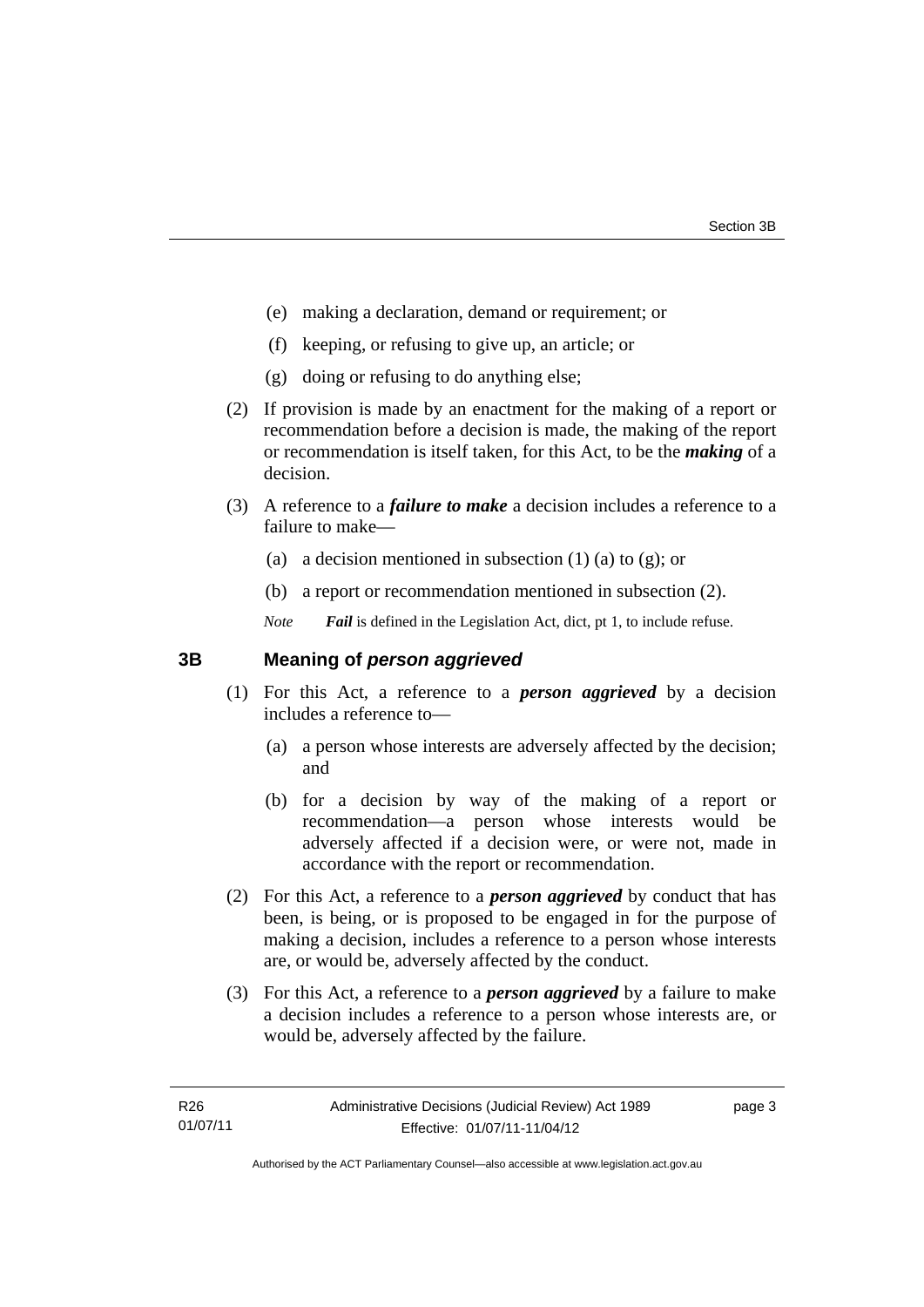(e) making a declaration, demand or requirement; or

(f) keeping, or refusing to give up, an article; or

(g) doing or refusing to do anything else;

(2) If provision is made by an enactment for the making of a report or recommendation before a decision is made, the making of the report or recommendation is itself taken, for this Act, to be the ***making*** of a decision.

(3) A reference to a ***failure to make*** a decision includes a reference to a failure to make—

(a) a decision mentioned in subsection (1) (a) to (g); or

(b) a report or recommendation mentioned in subsection (2).

*Note* ***Fail*** is defined in the Legislation Act, dict, pt 1, to include refuse.

## 3B Meaning of *person aggrieved*

(1) For this Act, a reference to a ***person aggrieved*** by a decision includes a reference to—

(a) a person whose interests are adversely affected by the decision; and

(b) for a decision by way of the making of a report or recommendation—a person whose interests would be adversely affected if a decision were, or were not, made in accordance with the report or recommendation.

(2) For this Act, a reference to a ***person aggrieved*** by conduct that has been, is being, or is proposed to be engaged in for the purpose of making a decision, includes a reference to a person whose interests are, or would be, adversely affected by the conduct.

(3) For this Act, a reference to a ***person aggrieved*** by a failure to make a decision includes a reference to a person whose interests are, or would be, adversely affected by the failure.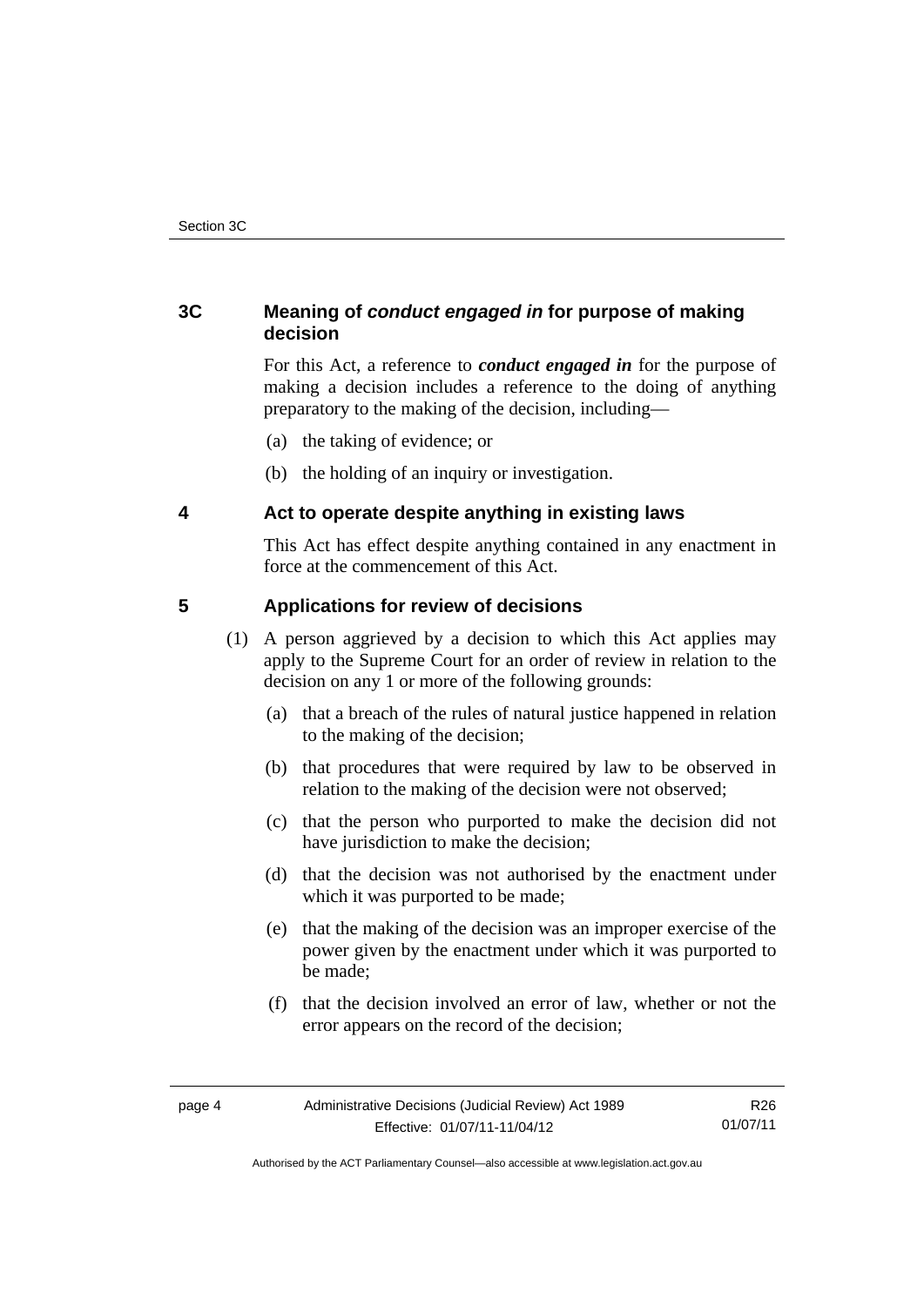## 3C Meaning of *conduct engaged in* for purpose of making decision

For this Act, a reference to ***conduct engaged in*** for the purpose of making a decision includes a reference to the doing of anything preparatory to the making of the decision, including—

(a) the taking of evidence; or

(b) the holding of an inquiry or investigation.

## 4 Act to operate despite anything in existing laws

This Act has effect despite anything contained in any enactment in force at the commencement of this Act.

## 5 Applications for review of decisions

(1) A person aggrieved by a decision to which this Act applies may apply to the Supreme Court for an order of review in relation to the decision on any 1 or more of the following grounds:

(a) that a breach of the rules of natural justice happened in relation to the making of the decision;

(b) that procedures that were required by law to be observed in relation to the making of the decision were not observed;

(c) that the person who purported to make the decision did not have jurisdiction to make the decision;

(d) that the decision was not authorised by the enactment under which it was purported to be made;

(e) that the making of the decision was an improper exercise of the power given by the enactment under which it was purported to be made;

(f) that the decision involved an error of law, whether or not the error appears on the record of the decision;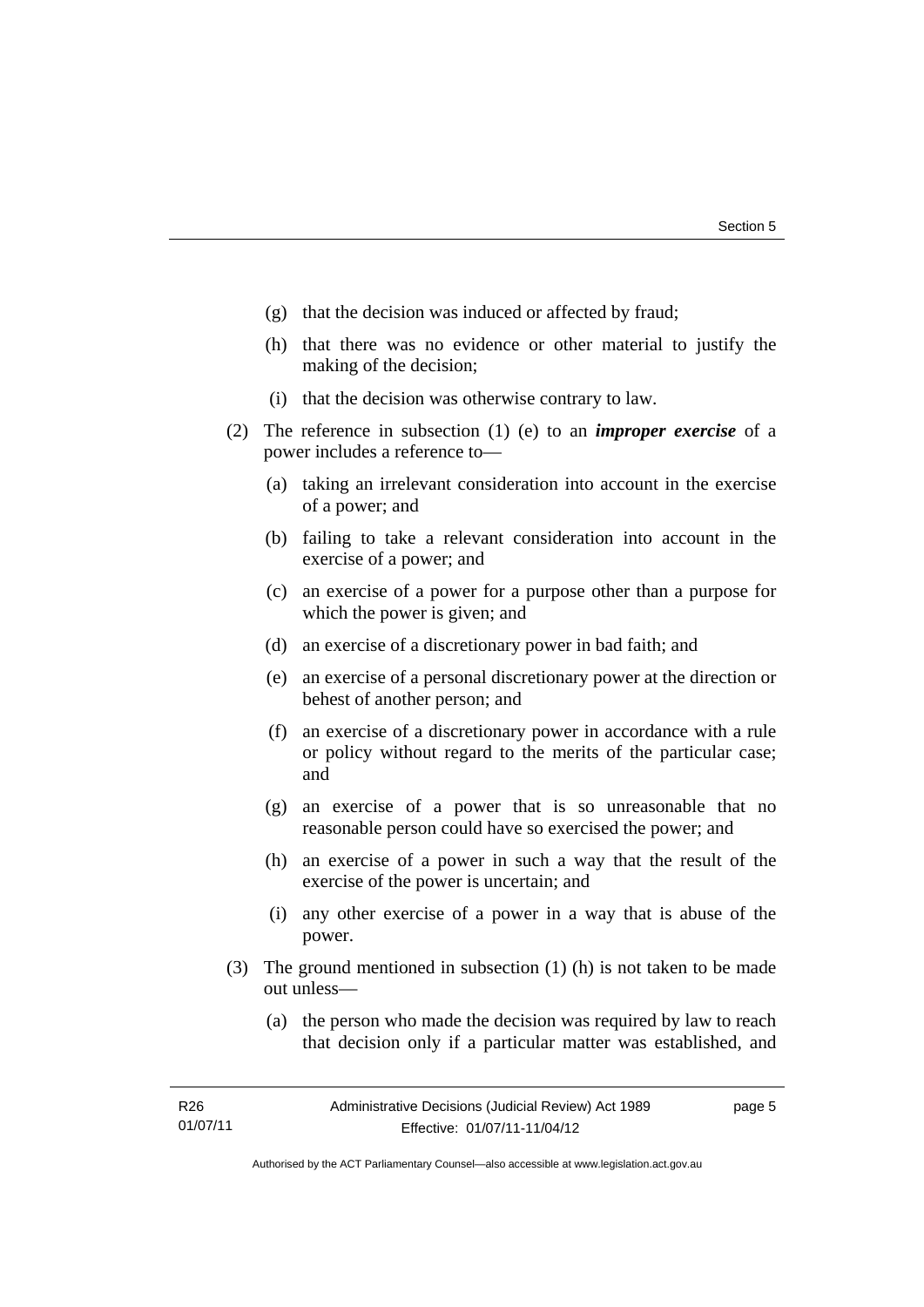(g) that the decision was induced or affected by fraud;

(h) that there was no evidence or other material to justify the making of the decision;

(i) that the decision was otherwise contrary to law.

(2) The reference in subsection (1) (e) to an ***improper exercise*** of a power includes a reference to—

(a) taking an irrelevant consideration into account in the exercise of a power; and

(b) failing to take a relevant consideration into account in the exercise of a power; and

(c) an exercise of a power for a purpose other than a purpose for which the power is given; and

(d) an exercise of a discretionary power in bad faith; and

(e) an exercise of a personal discretionary power at the direction or behest of another person; and

(f) an exercise of a discretionary power in accordance with a rule or policy without regard to the merits of the particular case; and

(g) an exercise of a power that is so unreasonable that no reasonable person could have so exercised the power; and

(h) an exercise of a power in such a way that the result of the exercise of the power is uncertain; and

(i) any other exercise of a power in a way that is abuse of the power.

(3) The ground mentioned in subsection (1) (h) is not taken to be made out unless—

(a) the person who made the decision was required by law to reach that decision only if a particular matter was established, and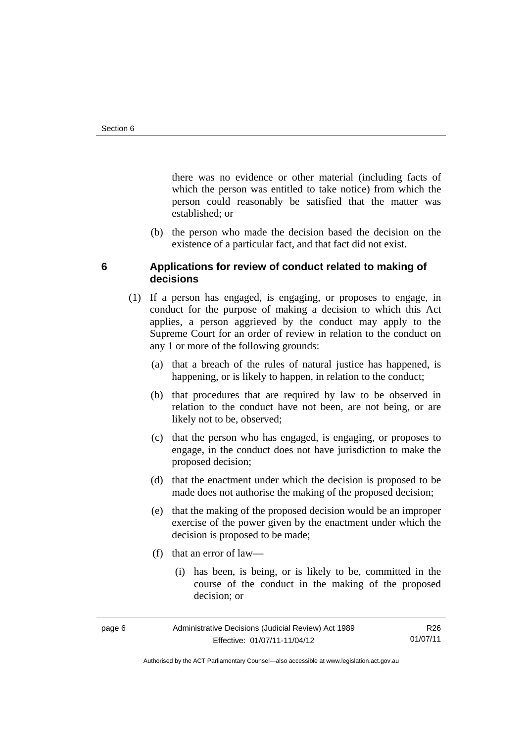there was no evidence or other material (including facts of which the person was entitled to take notice) from which the person could reasonably be satisfied that the matter was established; or

(b) the person who made the decision based the decision on the existence of a particular fact, and that fact did not exist.

## 6 Applications for review of conduct related to making of decisions

(1) If a person has engaged, is engaging, or proposes to engage, in conduct for the purpose of making a decision to which this Act applies, a person aggrieved by the conduct may apply to the Supreme Court for an order of review in relation to the conduct on any 1 or more of the following grounds:

(a) that a breach of the rules of natural justice has happened, is happening, or is likely to happen, in relation to the conduct;

(b) that procedures that are required by law to be observed in relation to the conduct have not been, are not being, or are likely not to be, observed;

(c) that the person who has engaged, is engaging, or proposes to engage, in the conduct does not have jurisdiction to make the proposed decision;

(d) that the enactment under which the decision is proposed to be made does not authorise the making of the proposed decision;

(e) that the making of the proposed decision would be an improper exercise of the power given by the enactment under which the decision is proposed to be made;

(f) that an error of law—

(i) has been, is being, or is likely to be, committed in the course of the conduct in the making of the proposed decision; or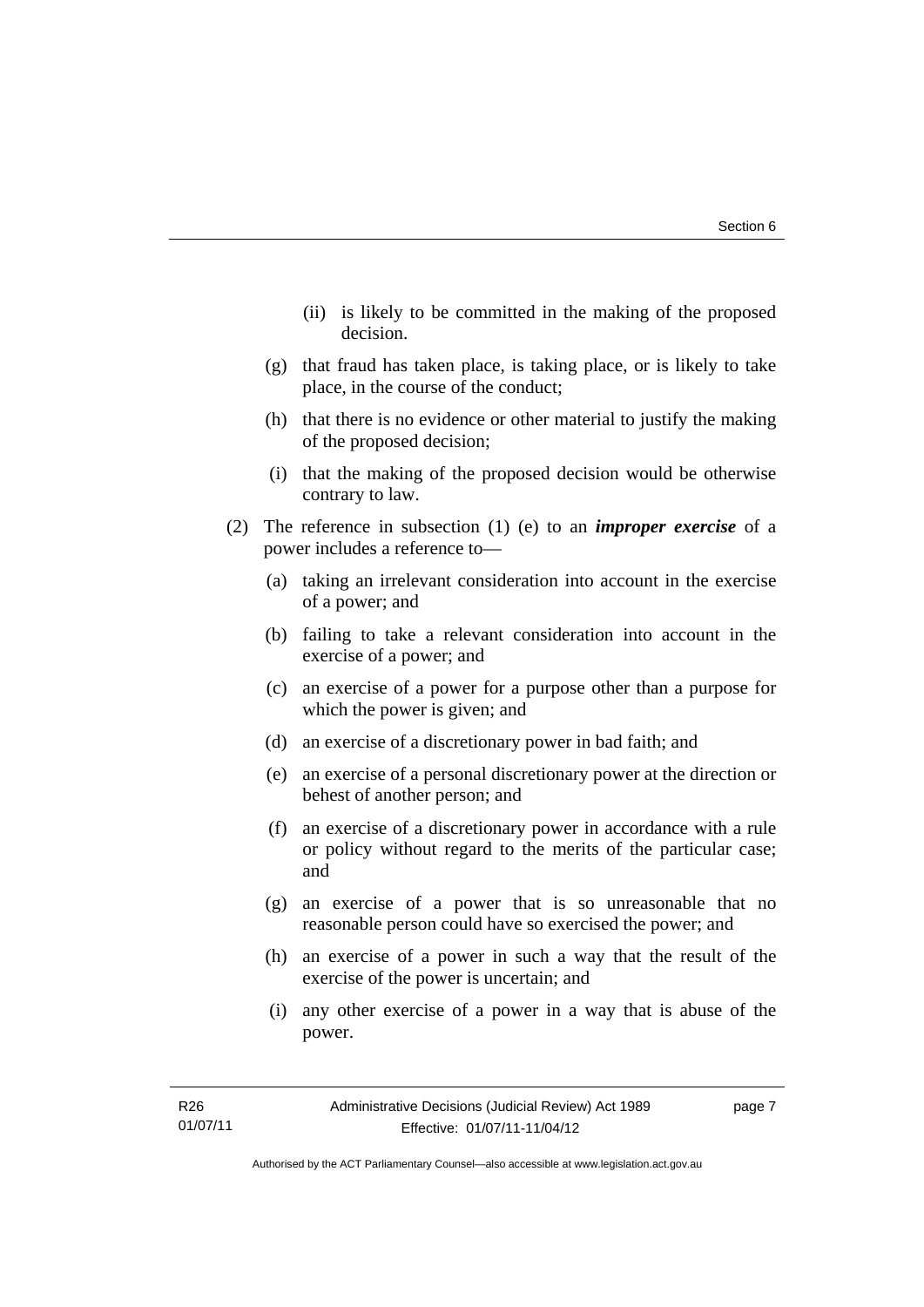(ii) is likely to be committed in the making of the proposed decision.

(g) that fraud has taken place, is taking place, or is likely to take place, in the course of the conduct;

(h) that there is no evidence or other material to justify the making of the proposed decision;

(i) that the making of the proposed decision would be otherwise contrary to law.

(2) The reference in subsection (1) (e) to an ***improper exercise*** of a power includes a reference to—

(a) taking an irrelevant consideration into account in the exercise of a power; and

(b) failing to take a relevant consideration into account in the exercise of a power; and

(c) an exercise of a power for a purpose other than a purpose for which the power is given; and

(d) an exercise of a discretionary power in bad faith; and

(e) an exercise of a personal discretionary power at the direction or behest of another person; and

(f) an exercise of a discretionary power in accordance with a rule or policy without regard to the merits of the particular case; and

(g) an exercise of a power that is so unreasonable that no reasonable person could have so exercised the power; and

(h) an exercise of a power in such a way that the result of the exercise of the power is uncertain; and

(i) any other exercise of a power in a way that is abuse of the power.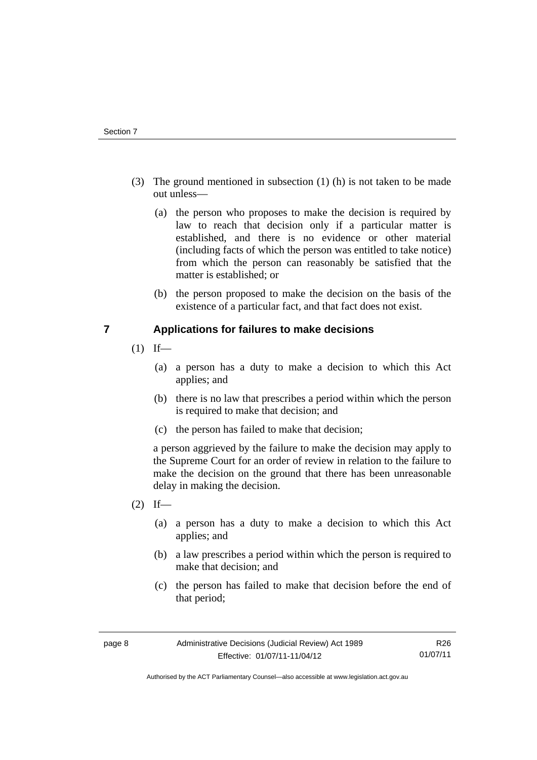(3) The ground mentioned in subsection (1) (h) is not taken to be made out unless—

(a) the person who proposes to make the decision is required by law to reach that decision only if a particular matter is established, and there is no evidence or other material (including facts of which the person was entitled to take notice) from which the person can reasonably be satisfied that the matter is established; or

(b) the person proposed to make the decision on the basis of the existence of a particular fact, and that fact does not exist.

## 7 Applications for failures to make decisions

(1) If—

(a) a person has a duty to make a decision to which this Act applies; and

(b) there is no law that prescribes a period within which the person is required to make that decision; and

(c) the person has failed to make that decision;

a person aggrieved by the failure to make the decision may apply to the Supreme Court for an order of review in relation to the failure to make the decision on the ground that there has been unreasonable delay in making the decision.

(2) If—

(a) a person has a duty to make a decision to which this Act applies; and

(b) a law prescribes a period within which the person is required to make that decision; and

(c) the person has failed to make that decision before the end of that period;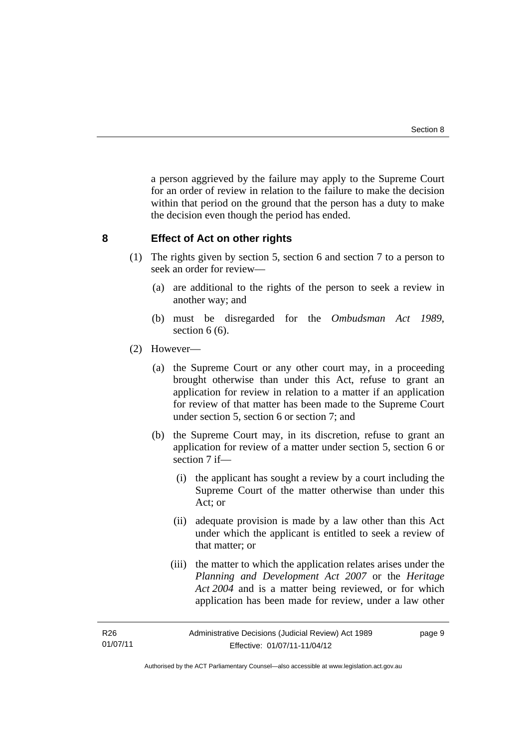a person aggrieved by the failure may apply to the Supreme Court for an order of review in relation to the failure to make the decision within that period on the ground that the person has a duty to make the decision even though the period has ended.

## 8 Effect of Act on other rights

(1) The rights given by section 5, section 6 and section 7 to a person to seek an order for review—

(a) are additional to the rights of the person to seek a review in another way; and

(b) must be disregarded for the *Ombudsman Act 1989*, section 6 (6).

(2) However—

(a) the Supreme Court or any other court may, in a proceeding brought otherwise than under this Act, refuse to grant an application for review in relation to a matter if an application for review of that matter has been made to the Supreme Court under section 5, section 6 or section 7; and

(b) the Supreme Court may, in its discretion, refuse to grant an application for review of a matter under section 5, section 6 or section 7 if—

(i) the applicant has sought a review by a court including the Supreme Court of the matter otherwise than under this Act; or

(ii) adequate provision is made by a law other than this Act under which the applicant is entitled to seek a review of that matter; or

(iii) the matter to which the application relates arises under the *Planning and Development Act 2007* or the *Heritage Act 2004* and is a matter being reviewed, or for which application has been made for review, under a law other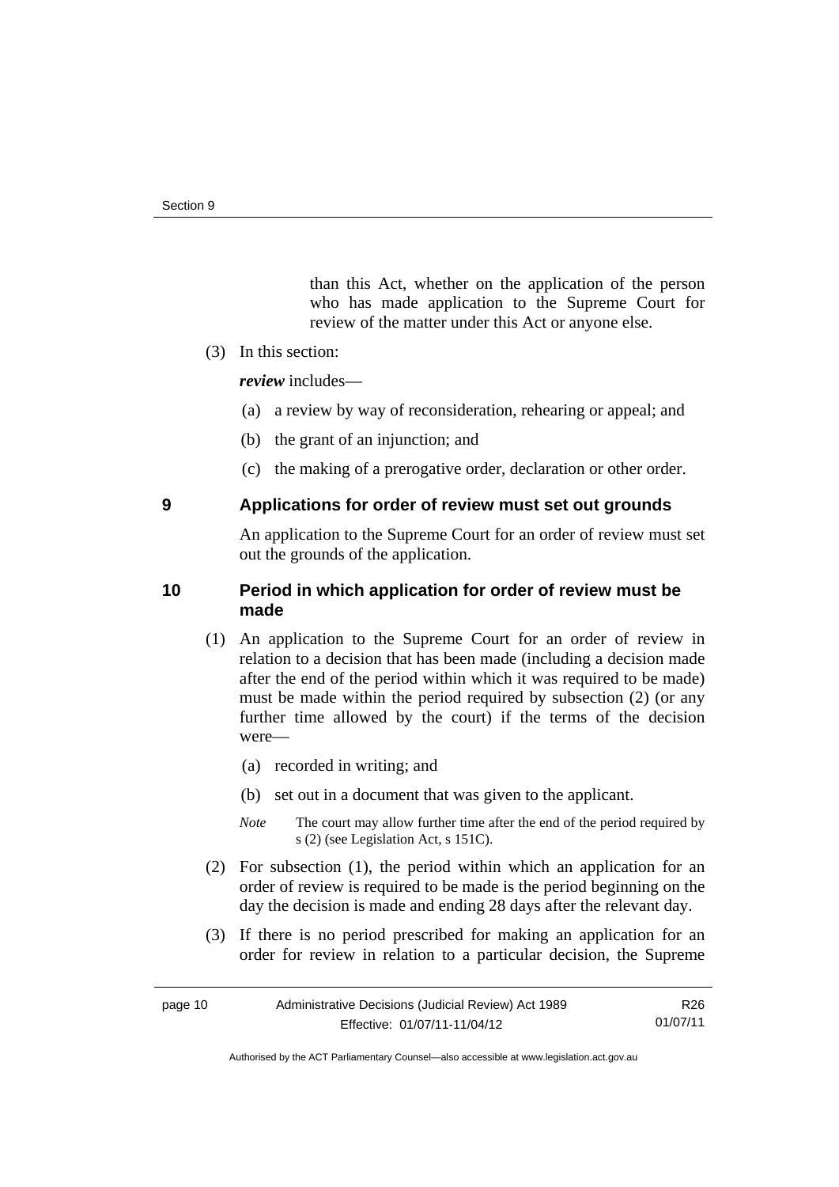than this Act, whether on the application of the person who has made application to the Supreme Court for review of the matter under this Act or anyone else.

(3) In this section:

***review*** includes—

(a) a review by way of reconsideration, rehearing or appeal; and

(b) the grant of an injunction; and

(c) the making of a prerogative order, declaration or other order.

## 9 Applications for order of review must set out grounds

An application to the Supreme Court for an order of review must set out the grounds of the application.

## 10 Period in which application for order of review must be made

(1) An application to the Supreme Court for an order of review in relation to a decision that has been made (including a decision made after the end of the period within which it was required to be made) must be made within the period required by subsection (2) (or any further time allowed by the court) if the terms of the decision were—

(a) recorded in writing; and

(b) set out in a document that was given to the applicant.

*Note* The court may allow further time after the end of the period required by s (2) (see Legislation Act, s 151C).

(2) For subsection (1), the period within which an application for an order of review is required to be made is the period beginning on the day the decision is made and ending 28 days after the relevant day.

(3) If there is no period prescribed for making an application for an order for review in relation to a particular decision, the Supreme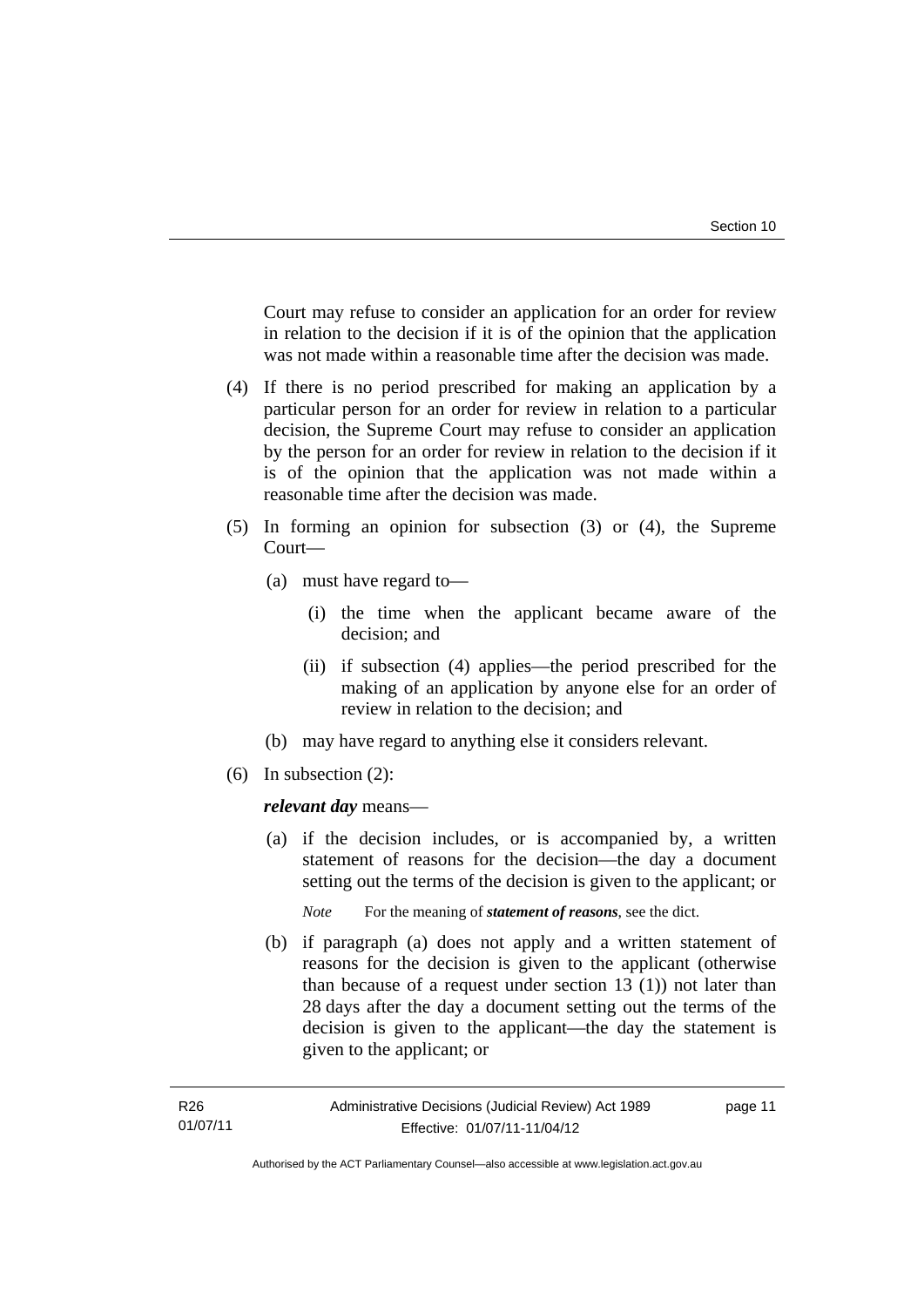Court may refuse to consider an application for an order for review in relation to the decision if it is of the opinion that the application was not made within a reasonable time after the decision was made.

(4) If there is no period prescribed for making an application by a particular person for an order for review in relation to a particular decision, the Supreme Court may refuse to consider an application by the person for an order for review in relation to the decision if it is of the opinion that the application was not made within a reasonable time after the decision was made.

(5) In forming an opinion for subsection (3) or (4), the Supreme Court—

(a) must have regard to—

(i) the time when the applicant became aware of the decision; and

(ii) if subsection (4) applies—the period prescribed for the making of an application by anyone else for an order of review in relation to the decision; and

(b) may have regard to anything else it considers relevant.

(6) In subsection (2):

***relevant day*** means—

(a) if the decision includes, or is accompanied by, a written statement of reasons for the decision—the day a document setting out the terms of the decision is given to the applicant; or

*Note* For the meaning of ***statement of reasons***, see the dict.

(b) if paragraph (a) does not apply and a written statement of reasons for the decision is given to the applicant (otherwise than because of a request under section 13 (1)) not later than 28 days after the day a document setting out the terms of the decision is given to the applicant—the day the statement is given to the applicant; or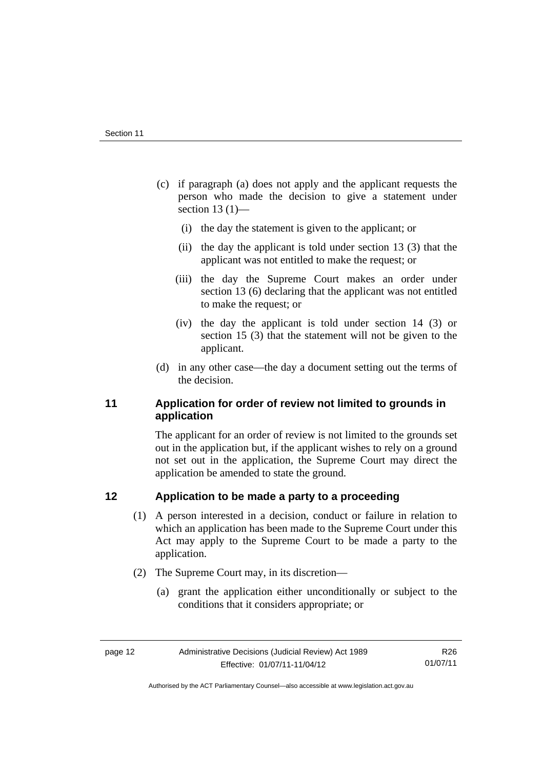(c) if paragraph (a) does not apply and the applicant requests the person who made the decision to give a statement under section 13 (1)—

  (i) the day the statement is given to the applicant; or

  (ii) the day the applicant is told under section 13 (3) that the applicant was not entitled to make the request; or

  (iii) the day the Supreme Court makes an order under section 13 (6) declaring that the applicant was not entitled to make the request; or

  (iv) the day the applicant is told under section 14 (3) or section 15 (3) that the statement will not be given to the applicant.

(d) in any other case—the day a document setting out the terms of the decision.

## 11 Application for order of review not limited to grounds in application

The applicant for an order of review is not limited to the grounds set out in the application but, if the applicant wishes to rely on a ground not set out in the application, the Supreme Court may direct the application be amended to state the ground.

## 12 Application to be made a party to a proceeding

(1) A person interested in a decision, conduct or failure in relation to which an application has been made to the Supreme Court under this Act may apply to the Supreme Court to be made a party to the application.

(2) The Supreme Court may, in its discretion—

  (a) grant the application either unconditionally or subject to the conditions that it considers appropriate; or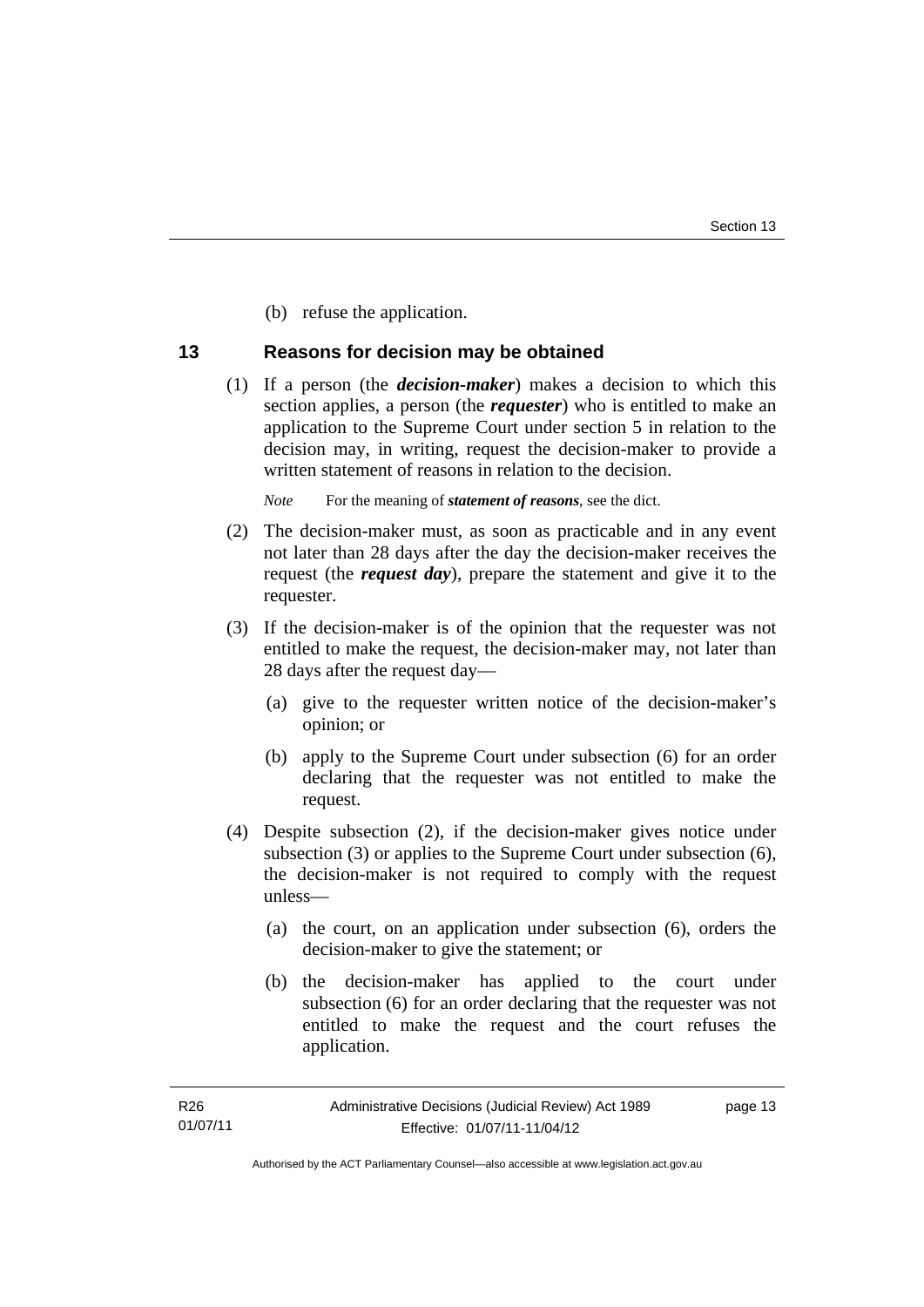(b) refuse the application.

## 13 Reasons for decision may be obtained

(1) If a person (the ***decision-maker***) makes a decision to which this section applies, a person (the ***requester***) who is entitled to make an application to the Supreme Court under section 5 in relation to the decision may, in writing, request the decision-maker to provide a written statement of reasons in relation to the decision.

*Note* For the meaning of ***statement of reasons***, see the dict.

(2) The decision-maker must, as soon as practicable and in any event not later than 28 days after the day the decision-maker receives the request (the ***request day***), prepare the statement and give it to the requester.

(3) If the decision-maker is of the opinion that the requester was not entitled to make the request, the decision-maker may, not later than 28 days after the request day—

(a) give to the requester written notice of the decision-maker's opinion; or

(b) apply to the Supreme Court under subsection (6) for an order declaring that the requester was not entitled to make the request.

(4) Despite subsection (2), if the decision-maker gives notice under subsection (3) or applies to the Supreme Court under subsection (6), the decision-maker is not required to comply with the request unless—

(a) the court, on an application under subsection (6), orders the decision-maker to give the statement; or

(b) the decision-maker has applied to the court under subsection (6) for an order declaring that the requester was not entitled to make the request and the court refuses the application.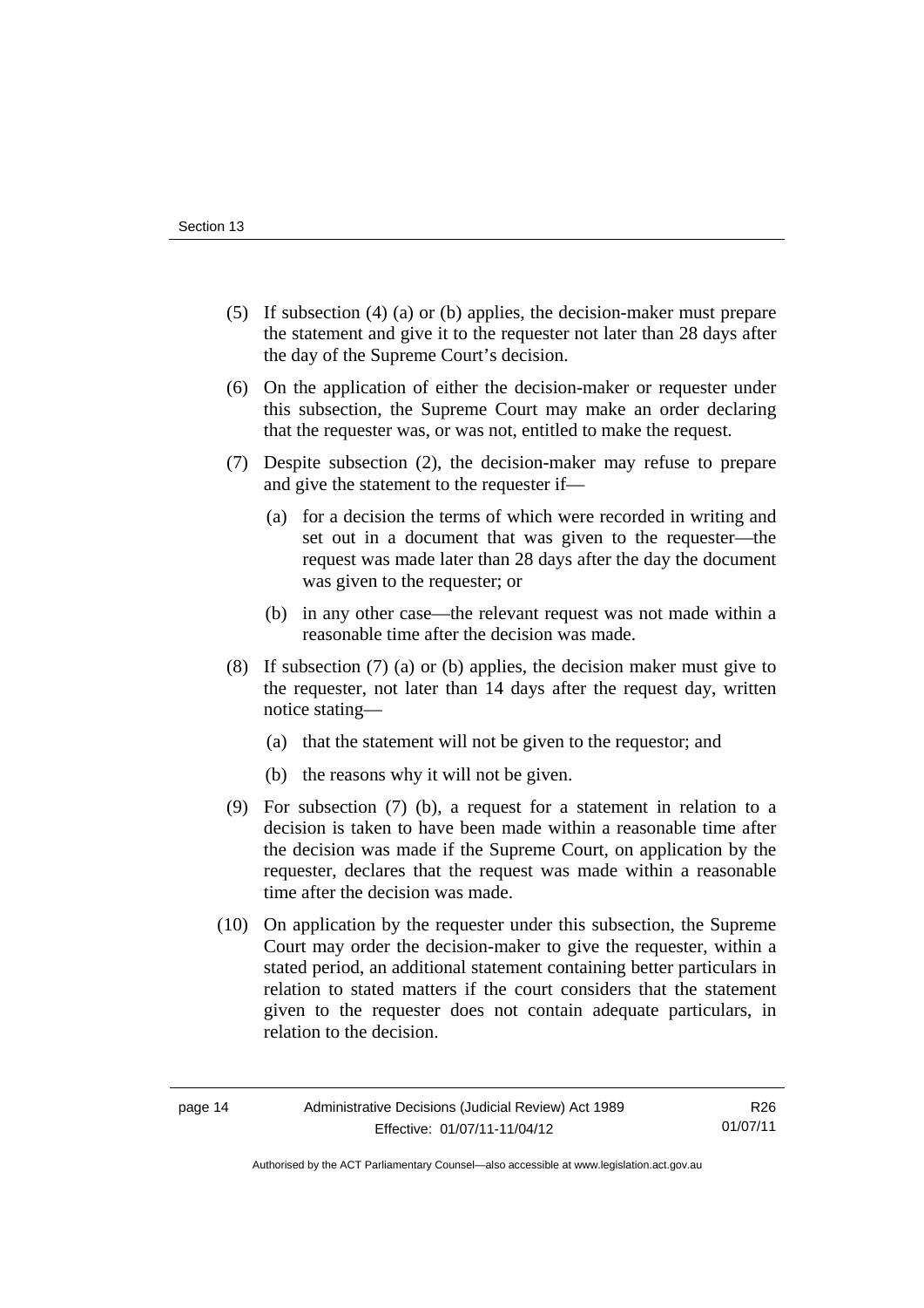(5) If subsection (4) (a) or (b) applies, the decision-maker must prepare the statement and give it to the requester not later than 28 days after the day of the Supreme Court's decision.

(6) On the application of either the decision-maker or requester under this subsection, the Supreme Court may make an order declaring that the requester was, or was not, entitled to make the request.

(7) Despite subsection (2), the decision-maker may refuse to prepare and give the statement to the requester if—

(a) for a decision the terms of which were recorded in writing and set out in a document that was given to the requester—the request was made later than 28 days after the day the document was given to the requester; or

(b) in any other case—the relevant request was not made within a reasonable time after the decision was made.

(8) If subsection (7) (a) or (b) applies, the decision maker must give to the requester, not later than 14 days after the request day, written notice stating—

(a) that the statement will not be given to the requestor; and

(b) the reasons why it will not be given.

(9) For subsection (7) (b), a request for a statement in relation to a decision is taken to have been made within a reasonable time after the decision was made if the Supreme Court, on application by the requester, declares that the request was made within a reasonable time after the decision was made.

(10) On application by the requester under this subsection, the Supreme Court may order the decision-maker to give the requester, within a stated period, an additional statement containing better particulars in relation to stated matters if the court considers that the statement given to the requester does not contain adequate particulars, in relation to the decision.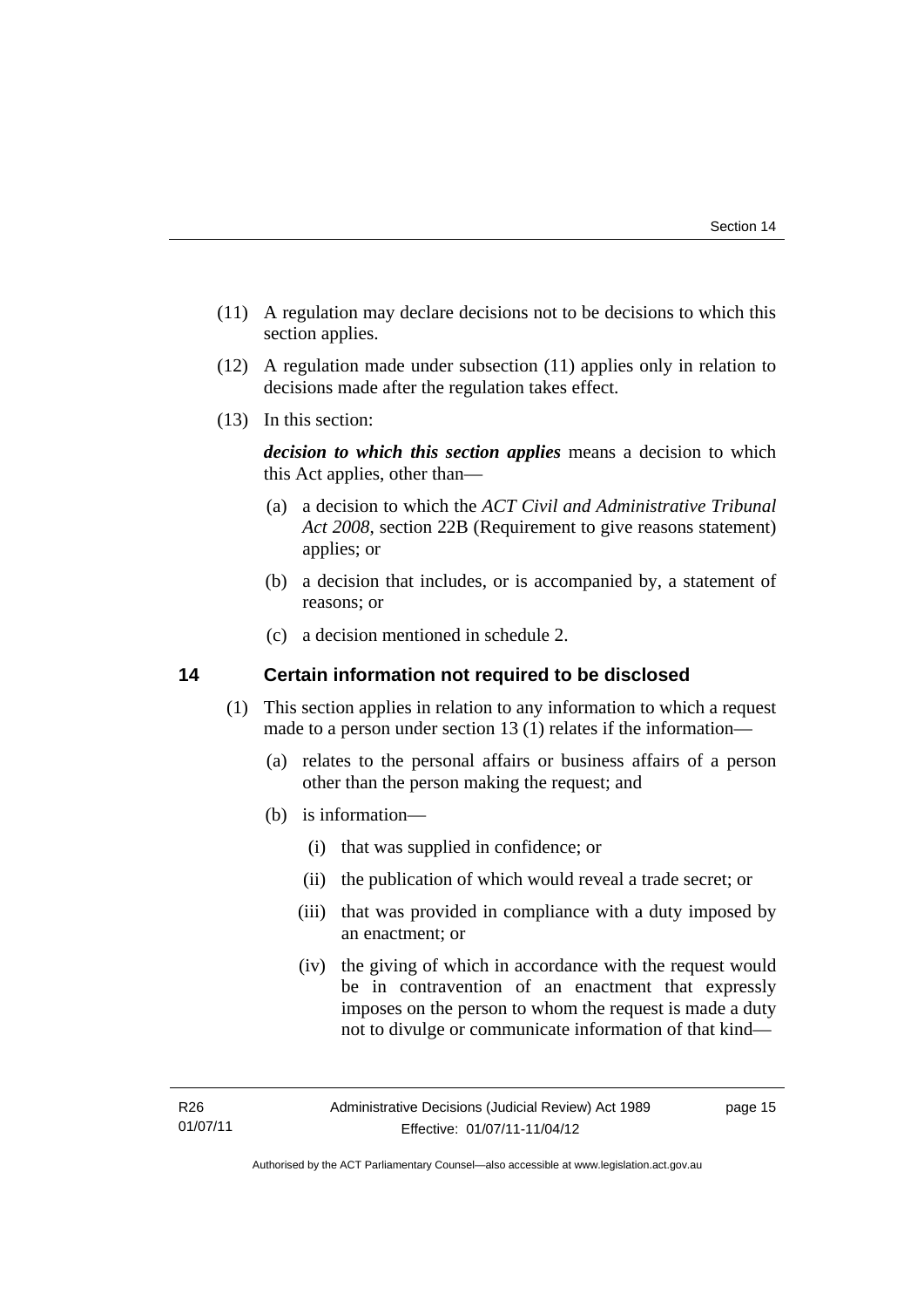(11) A regulation may declare decisions not to be decisions to which this section applies.

(12) A regulation made under subsection (11) applies only in relation to decisions made after the regulation takes effect.

(13) In this section:

***decision to which this section applies*** means a decision to which this Act applies, other than—

(a) a decision to which the *ACT Civil and Administrative Tribunal Act 2008*, section 22B (Requirement to give reasons statement) applies; or

(b) a decision that includes, or is accompanied by, a statement of reasons; or

(c) a decision mentioned in schedule 2.

## 14 Certain information not required to be disclosed

(1) This section applies in relation to any information to which a request made to a person under section 13 (1) relates if the information—

(a) relates to the personal affairs or business affairs of a person other than the person making the request; and

(b) is information—

(i) that was supplied in confidence; or

(ii) the publication of which would reveal a trade secret; or

(iii) that was provided in compliance with a duty imposed by an enactment; or

(iv) the giving of which in accordance with the request would be in contravention of an enactment that expressly imposes on the person to whom the request is made a duty not to divulge or communicate information of that kind—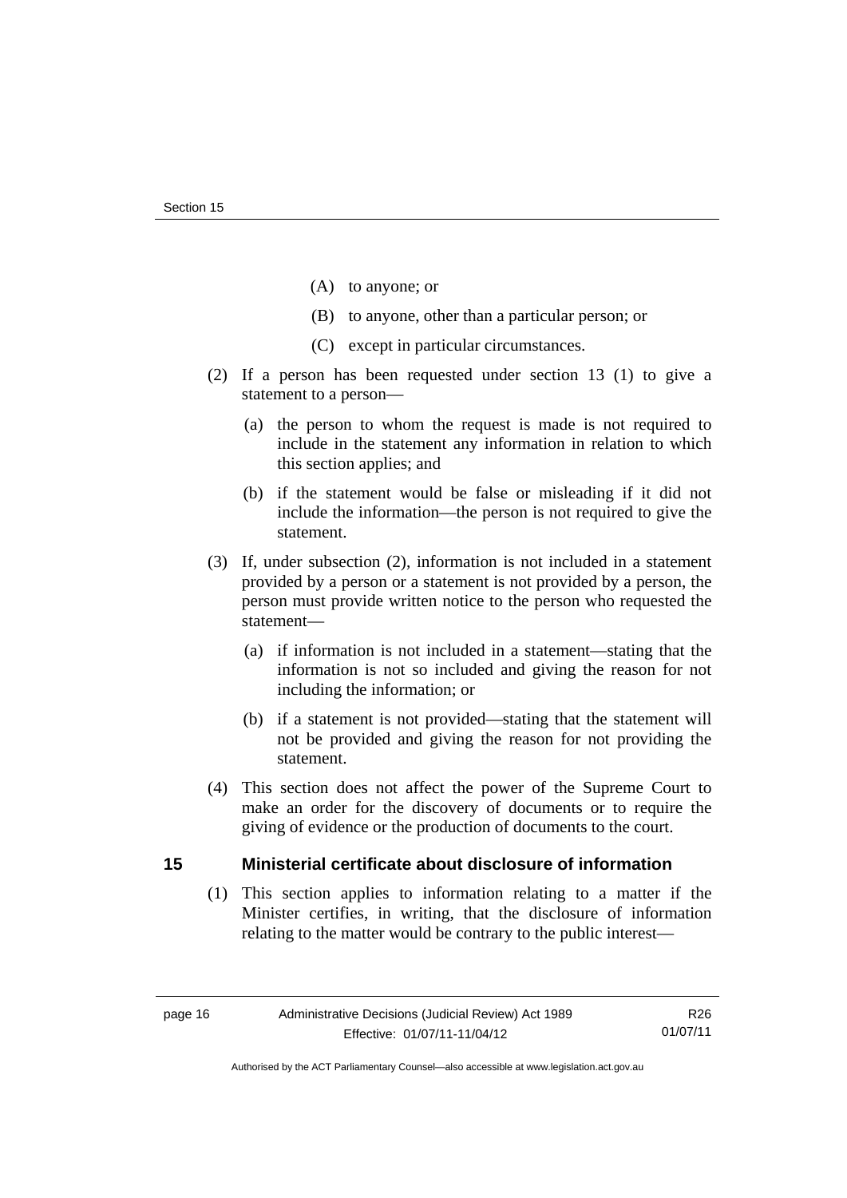(A) to anyone; or

(B) to anyone, other than a particular person; or

(C) except in particular circumstances.

(2) If a person has been requested under section 13 (1) to give a statement to a person—

(a) the person to whom the request is made is not required to include in the statement any information in relation to which this section applies; and

(b) if the statement would be false or misleading if it did not include the information—the person is not required to give the statement.

(3) If, under subsection (2), information is not included in a statement provided by a person or a statement is not provided by a person, the person must provide written notice to the person who requested the statement—

(a) if information is not included in a statement—stating that the information is not so included and giving the reason for not including the information; or

(b) if a statement is not provided—stating that the statement will not be provided and giving the reason for not providing the statement.

(4) This section does not affect the power of the Supreme Court to make an order for the discovery of documents or to require the giving of evidence or the production of documents to the court.

## 15 Ministerial certificate about disclosure of information

(1) This section applies to information relating to a matter if the Minister certifies, in writing, that the disclosure of information relating to the matter would be contrary to the public interest—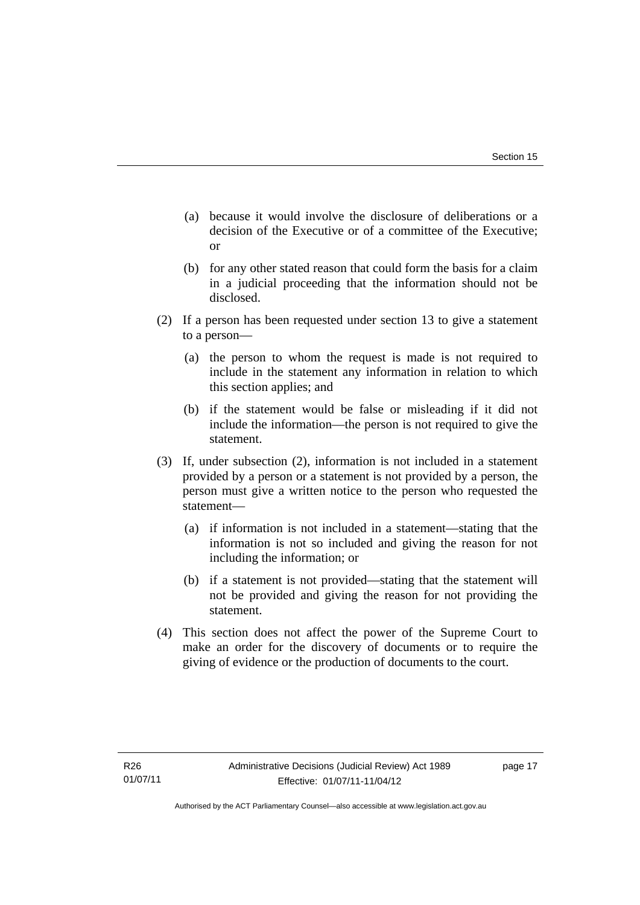(a) because it would involve the disclosure of deliberations or a decision of the Executive or of a committee of the Executive; or

(b) for any other stated reason that could form the basis for a claim in a judicial proceeding that the information should not be disclosed.

(2) If a person has been requested under section 13 to give a statement to a person—

(a) the person to whom the request is made is not required to include in the statement any information in relation to which this section applies; and

(b) if the statement would be false or misleading if it did not include the information—the person is not required to give the statement.

(3) If, under subsection (2), information is not included in a statement provided by a person or a statement is not provided by a person, the person must give a written notice to the person who requested the statement—

(a) if information is not included in a statement—stating that the information is not so included and giving the reason for not including the information; or

(b) if a statement is not provided—stating that the statement will not be provided and giving the reason for not providing the statement.

(4) This section does not affect the power of the Supreme Court to make an order for the discovery of documents or to require the giving of evidence or the production of documents to the court.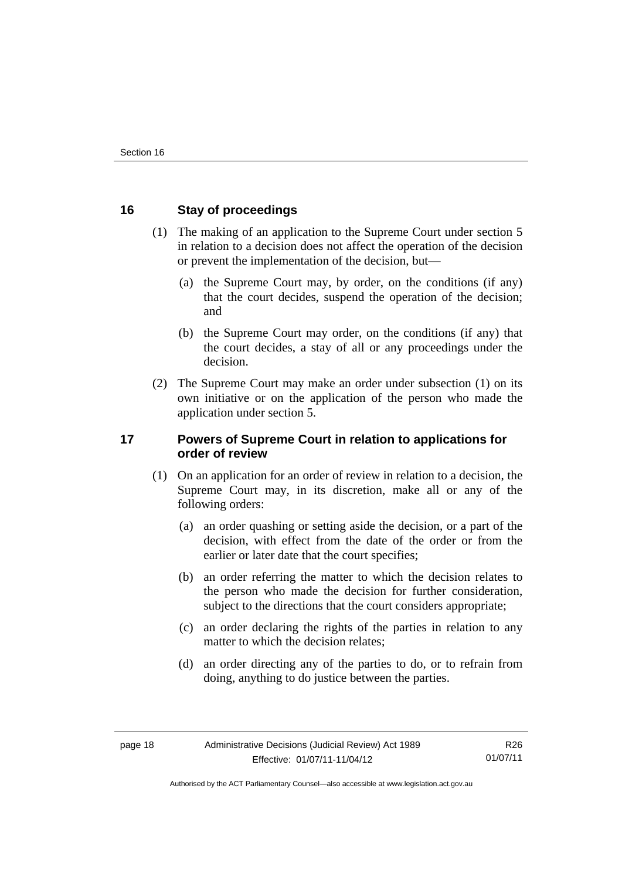## 16 Stay of proceedings

(1) The making of an application to the Supreme Court under section 5 in relation to a decision does not affect the operation of the decision or prevent the implementation of the decision, but—

(a) the Supreme Court may, by order, on the conditions (if any) that the court decides, suspend the operation of the decision; and

(b) the Supreme Court may order, on the conditions (if any) that the court decides, a stay of all or any proceedings under the decision.

(2) The Supreme Court may make an order under subsection (1) on its own initiative or on the application of the person who made the application under section 5.

## 17 Powers of Supreme Court in relation to applications for order of review

(1) On an application for an order of review in relation to a decision, the Supreme Court may, in its discretion, make all or any of the following orders:

(a) an order quashing or setting aside the decision, or a part of the decision, with effect from the date of the order or from the earlier or later date that the court specifies;

(b) an order referring the matter to which the decision relates to the person who made the decision for further consideration, subject to the directions that the court considers appropriate;

(c) an order declaring the rights of the parties in relation to any matter to which the decision relates;

(d) an order directing any of the parties to do, or to refrain from doing, anything to do justice between the parties.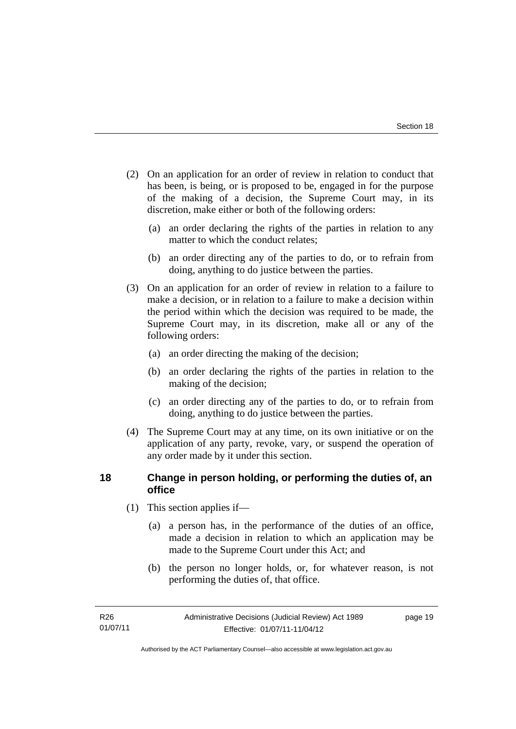(2) On an application for an order of review in relation to conduct that has been, is being, or is proposed to be, engaged in for the purpose of the making of a decision, the Supreme Court may, in its discretion, make either or both of the following orders:

 (a) an order declaring the rights of the parties in relation to any matter to which the conduct relates;

 (b) an order directing any of the parties to do, or to refrain from doing, anything to do justice between the parties.

(3) On an application for an order of review in relation to a failure to make a decision, or in relation to a failure to make a decision within the period within which the decision was required to be made, the Supreme Court may, in its discretion, make all or any of the following orders:

 (a) an order directing the making of the decision;

 (b) an order declaring the rights of the parties in relation to the making of the decision;

 (c) an order directing any of the parties to do, or to refrain from doing, anything to do justice between the parties.

(4) The Supreme Court may at any time, on its own initiative or on the application of any party, revoke, vary, or suspend the operation of any order made by it under this section.

## 18 Change in person holding, or performing the duties of, an office

(1) This section applies if—

 (a) a person has, in the performance of the duties of an office, made a decision in relation to which an application may be made to the Supreme Court under this Act; and

 (b) the person no longer holds, or, for whatever reason, is not performing the duties of, that office.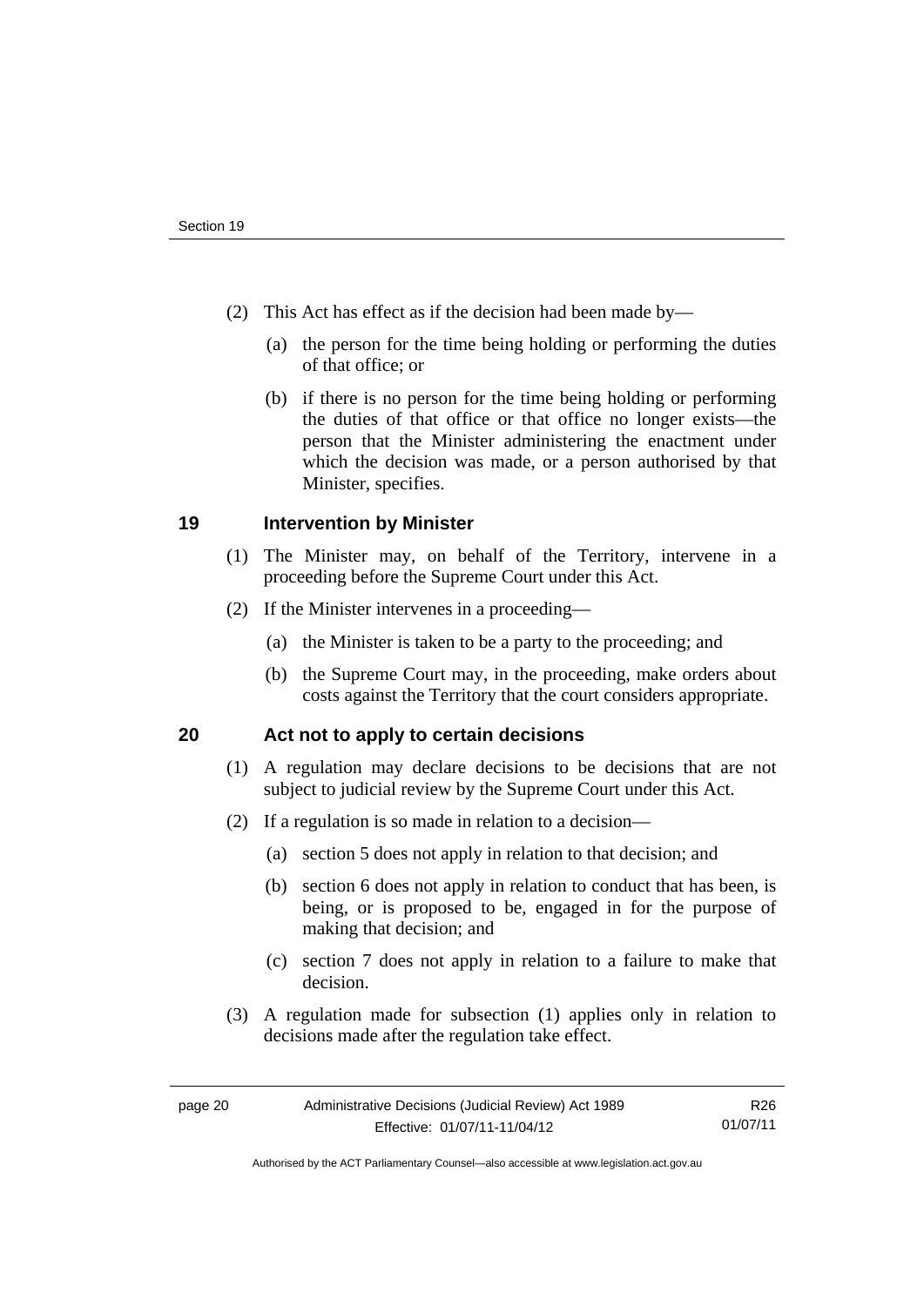(2) This Act has effect as if the decision had been made by—

(a) the person for the time being holding or performing the duties of that office; or

(b) if there is no person for the time being holding or performing the duties of that office or that office no longer exists—the person that the Minister administering the enactment under which the decision was made, or a person authorised by that Minister, specifies.

## 19 Intervention by Minister

(1) The Minister may, on behalf of the Territory, intervene in a proceeding before the Supreme Court under this Act.

(2) If the Minister intervenes in a proceeding—

(a) the Minister is taken to be a party to the proceeding; and

(b) the Supreme Court may, in the proceeding, make orders about costs against the Territory that the court considers appropriate.

## 20 Act not to apply to certain decisions

(1) A regulation may declare decisions to be decisions that are not subject to judicial review by the Supreme Court under this Act.

(2) If a regulation is so made in relation to a decision—

(a) section 5 does not apply in relation to that decision; and

(b) section 6 does not apply in relation to conduct that has been, is being, or is proposed to be, engaged in for the purpose of making that decision; and

(c) section 7 does not apply in relation to a failure to make that decision.

(3) A regulation made for subsection (1) applies only in relation to decisions made after the regulation take effect.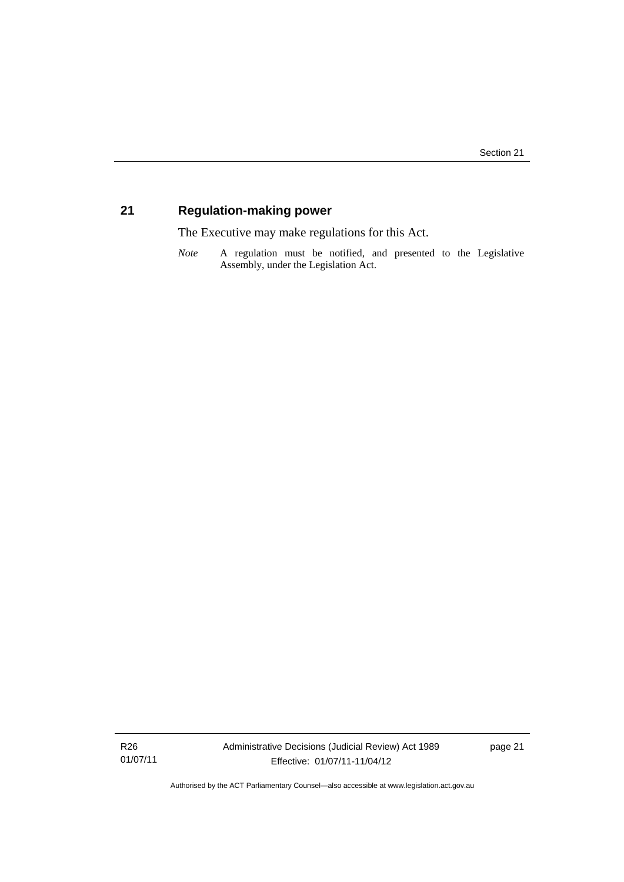## 21 Regulation-making power

The Executive may make regulations for this Act.

*Note* A regulation must be notified, and presented to the Legislative Assembly, under the Legislation Act.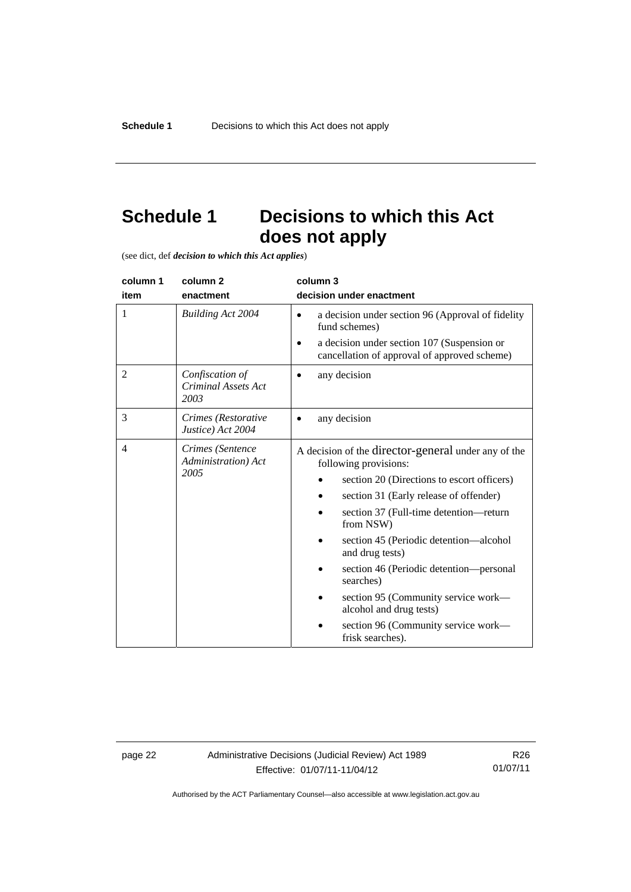# Schedule 1 Decisions to which this Act does not apply

(see dict, def ***decision to which this Act applies***)

| column 1<br>item | column 2<br>enactment | column 3<br>decision under enactment |
|---|---|---|
| 1 | *Building Act 2004* | • a decision under section 96 (Approval of fidelity fund schemes)<br>• a decision under section 107 (Suspension or cancellation of approval of approved scheme) |
| 2 | *Confiscation of Criminal Assets Act 2003* | • any decision |
| 3 | *Crimes (Restorative Justice) Act 2004* | • any decision |
| 4 | *Crimes (Sentence Administration) Act 2005* | A decision of the director-general under any of the following provisions:<br>• section 20 (Directions to escort officers)<br>• section 31 (Early release of offender)<br>• section 37 (Full-time detention—return from NSW)<br>• section 45 (Periodic detention—alcohol and drug tests)<br>• section 46 (Periodic detention—personal searches)<br>• section 95 (Community service work—alcohol and drug tests)<br>• section 96 (Community service work—frisk searches). |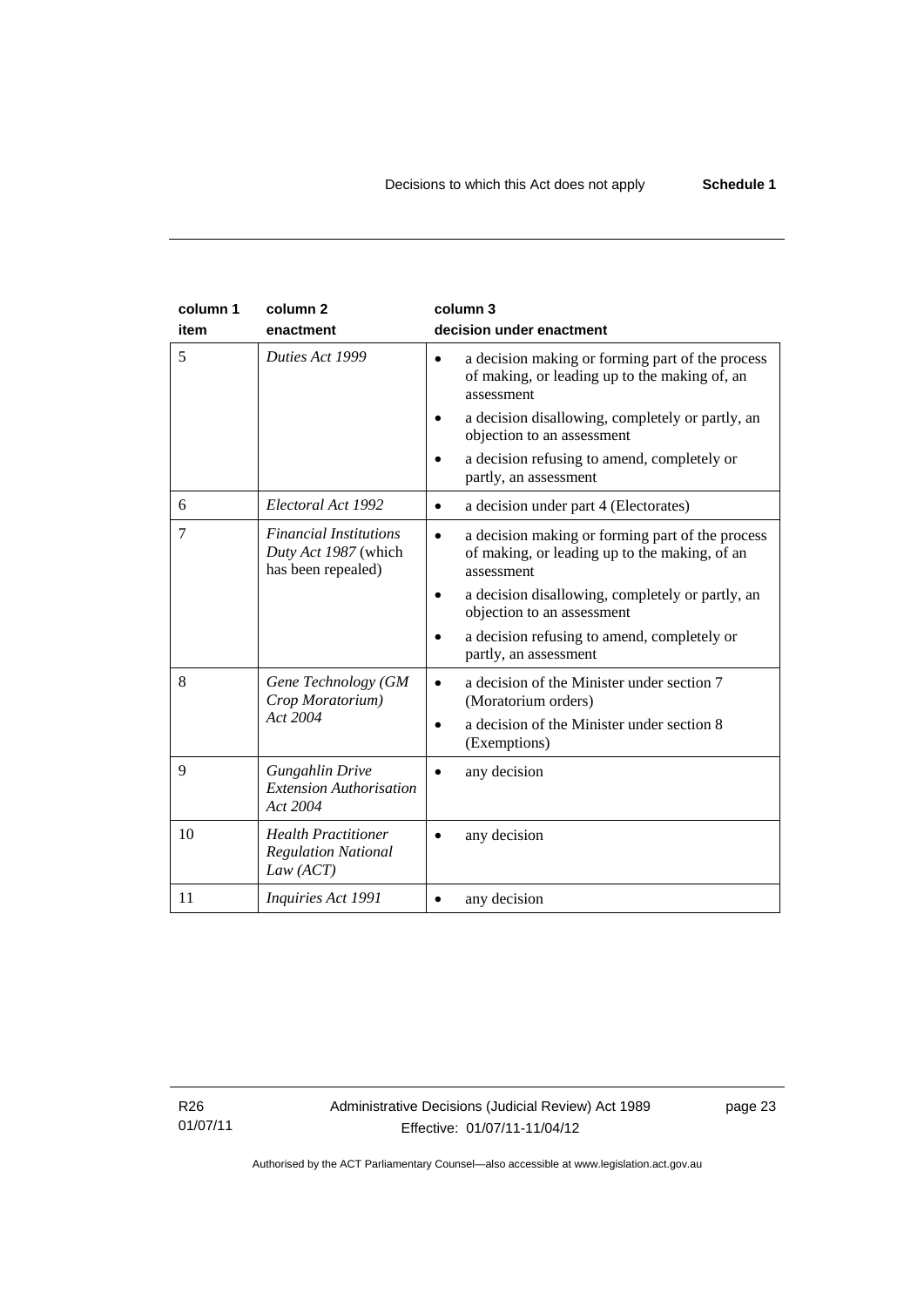| column 1 item | column 2 enactment | column 3 decision under enactment |
| --- | --- | --- |
| 5 | *Duties Act 1999* | • a decision making or forming part of the process of making, or leading up to the making of, an assessment<br>• a decision disallowing, completely or partly, an objection to an assessment<br>• a decision refusing to amend, completely or partly, an assessment |
| 6 | *Electoral Act 1992* | • a decision under part 4 (Electorates) |
| 7 | *Financial Institutions Duty Act 1987* (which has been repealed) | • a decision making or forming part of the process of making, or leading up to the making, of an assessment<br>• a decision disallowing, completely or partly, an objection to an assessment<br>• a decision refusing to amend, completely or partly, an assessment |
| 8 | *Gene Technology (GM Crop Moratorium) Act 2004* | • a decision of the Minister under section 7 (Moratorium orders)<br>• a decision of the Minister under section 8 (Exemptions) |
| 9 | *Gungahlin Drive Extension Authorisation Act 2004* | • any decision |
| 10 | *Health Practitioner Regulation National Law (ACT)* | • any decision |
| 11 | *Inquiries Act 1991* | • any decision |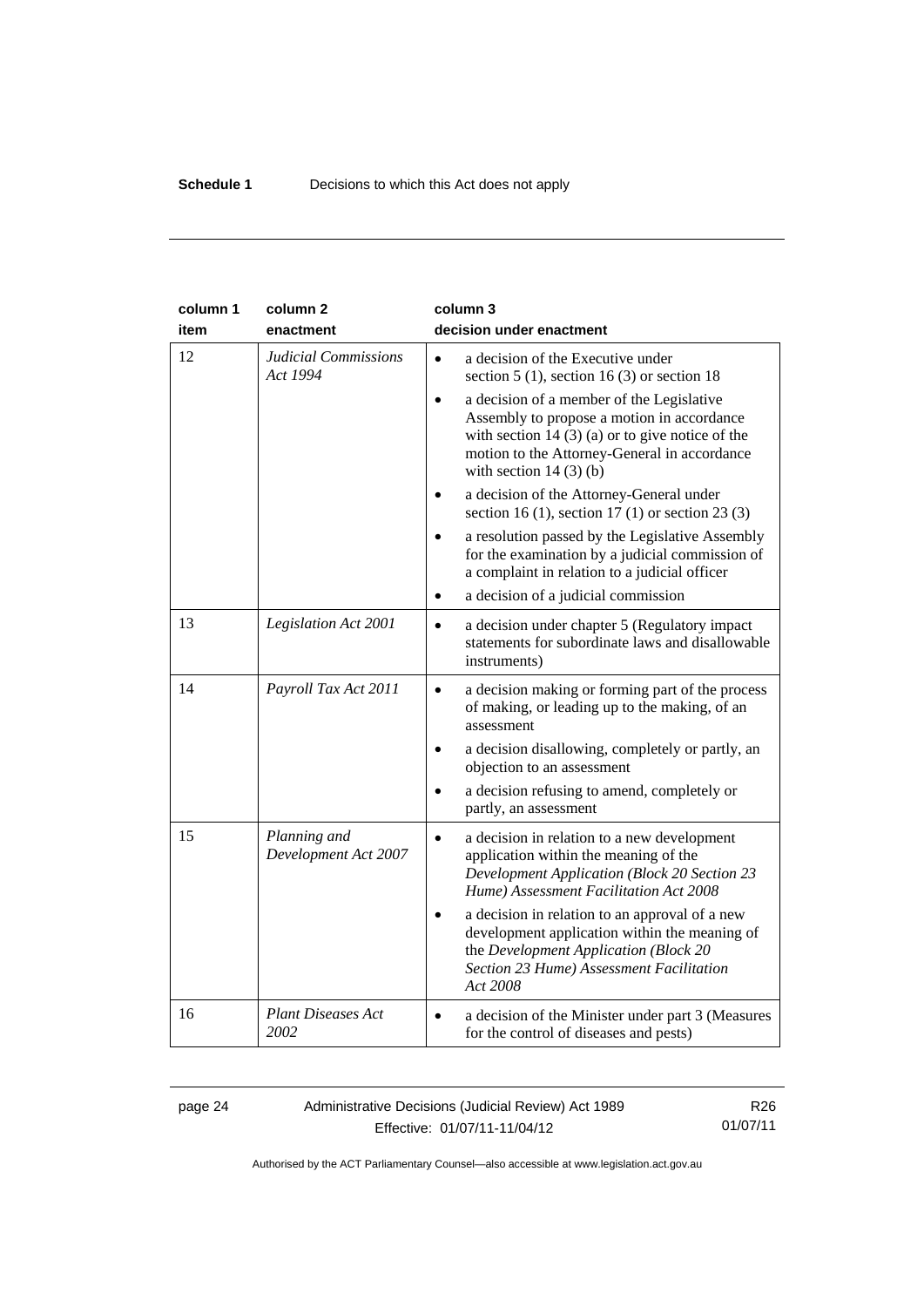| column 1 item | column 2 enactment | column 3 decision under enactment |
|---|---|---|
| 12 | *Judicial Commissions Act 1994* | • a decision of the Executive under section 5 (1), section 16 (3) or section 18<br>• a decision of a member of the Legislative Assembly to propose a motion in accordance with section 14 (3) (a) or to give notice of the motion to the Attorney-General in accordance with section 14 (3) (b)<br>• a decision of the Attorney-General under section 16 (1), section 17 (1) or section 23 (3)<br>• a resolution passed by the Legislative Assembly for the examination by a judicial commission of a complaint in relation to a judicial officer<br>• a decision of a judicial commission |
| 13 | *Legislation Act 2001* | • a decision under chapter 5 (Regulatory impact statements for subordinate laws and disallowable instruments) |
| 14 | *Payroll Tax Act 2011* | • a decision making or forming part of the process of making, or leading up to the making, of an assessment<br>• a decision disallowing, completely or partly, an objection to an assessment<br>• a decision refusing to amend, completely or partly, an assessment |
| 15 | *Planning and Development Act 2007* | • a decision in relation to a new development application within the meaning of the *Development Application (Block 20 Section 23 Hume) Assessment Facilitation Act 2008*<br>• a decision in relation to an approval of a new development application within the meaning of the *Development Application (Block 20 Section 23 Hume) Assessment Facilitation Act 2008* |
| 16 | *Plant Diseases Act 2002* | • a decision of the Minister under part 3 (Measures for the control of diseases and pests) |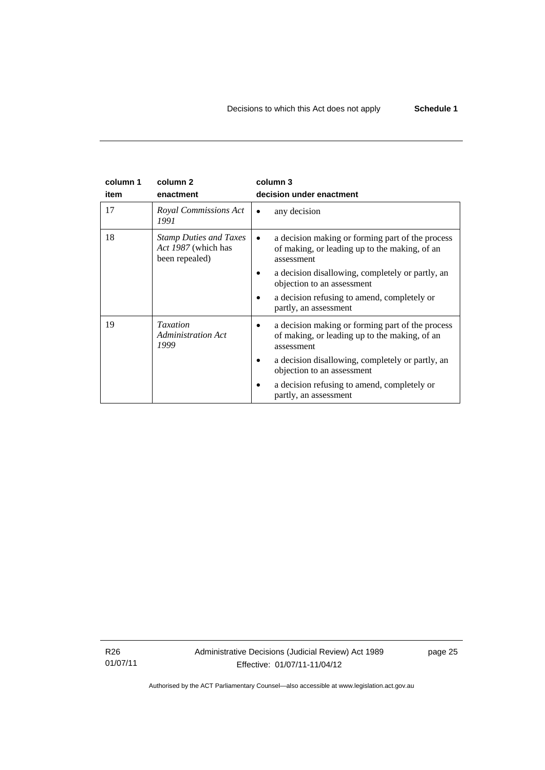| column 1<br>item | column 2<br>enactment | column 3<br>decision under enactment |
|---|---|---|
| 17 | *Royal Commissions Act 1991* | • any decision |
| 18 | *Stamp Duties and Taxes Act 1987* (which has been repealed) | • a decision making or forming part of the process of making, or leading up to the making, of an assessment<br>• a decision disallowing, completely or partly, an objection to an assessment<br>• a decision refusing to amend, completely or partly, an assessment |
| 19 | *Taxation Administration Act 1999* | • a decision making or forming part of the process of making, or leading up to the making, of an assessment<br>• a decision disallowing, completely or partly, an objection to an assessment<br>• a decision refusing to amend, completely or partly, an assessment |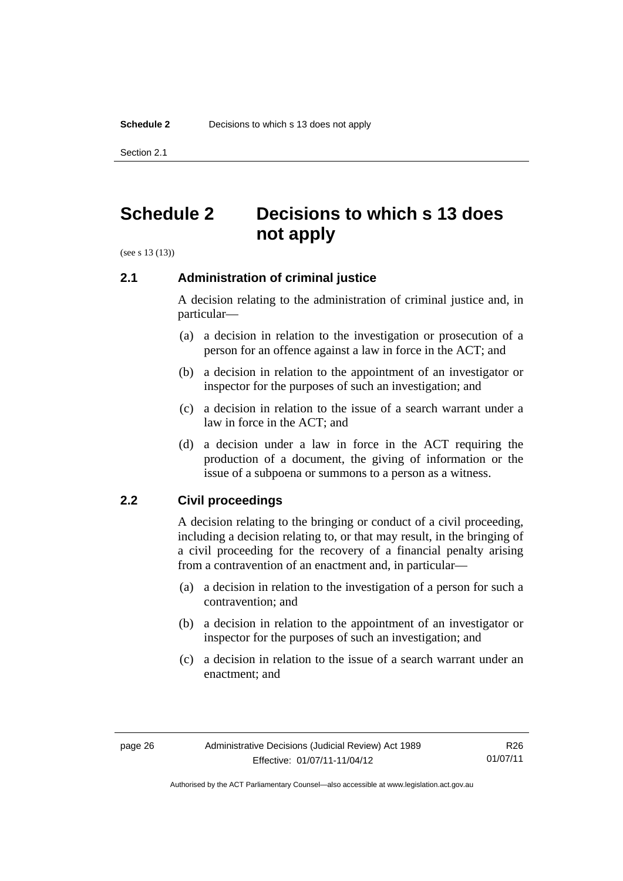# Schedule 2 Decisions to which s 13 does not apply

(see s 13 (13))

## 2.1 Administration of criminal justice

A decision relating to the administration of criminal justice and, in particular—

(a) a decision in relation to the investigation or prosecution of a person for an offence against a law in force in the ACT; and

(b) a decision in relation to the appointment of an investigator or inspector for the purposes of such an investigation; and

(c) a decision in relation to the issue of a search warrant under a law in force in the ACT; and

(d) a decision under a law in force in the ACT requiring the production of a document, the giving of information or the issue of a subpoena or summons to a person as a witness.

## 2.2 Civil proceedings

A decision relating to the bringing or conduct of a civil proceeding, including a decision relating to, or that may result, in the bringing of a civil proceeding for the recovery of a financial penalty arising from a contravention of an enactment and, in particular—

(a) a decision in relation to the investigation of a person for such a contravention; and

(b) a decision in relation to the appointment of an investigator or inspector for the purposes of such an investigation; and

(c) a decision in relation to the issue of a search warrant under an enactment; and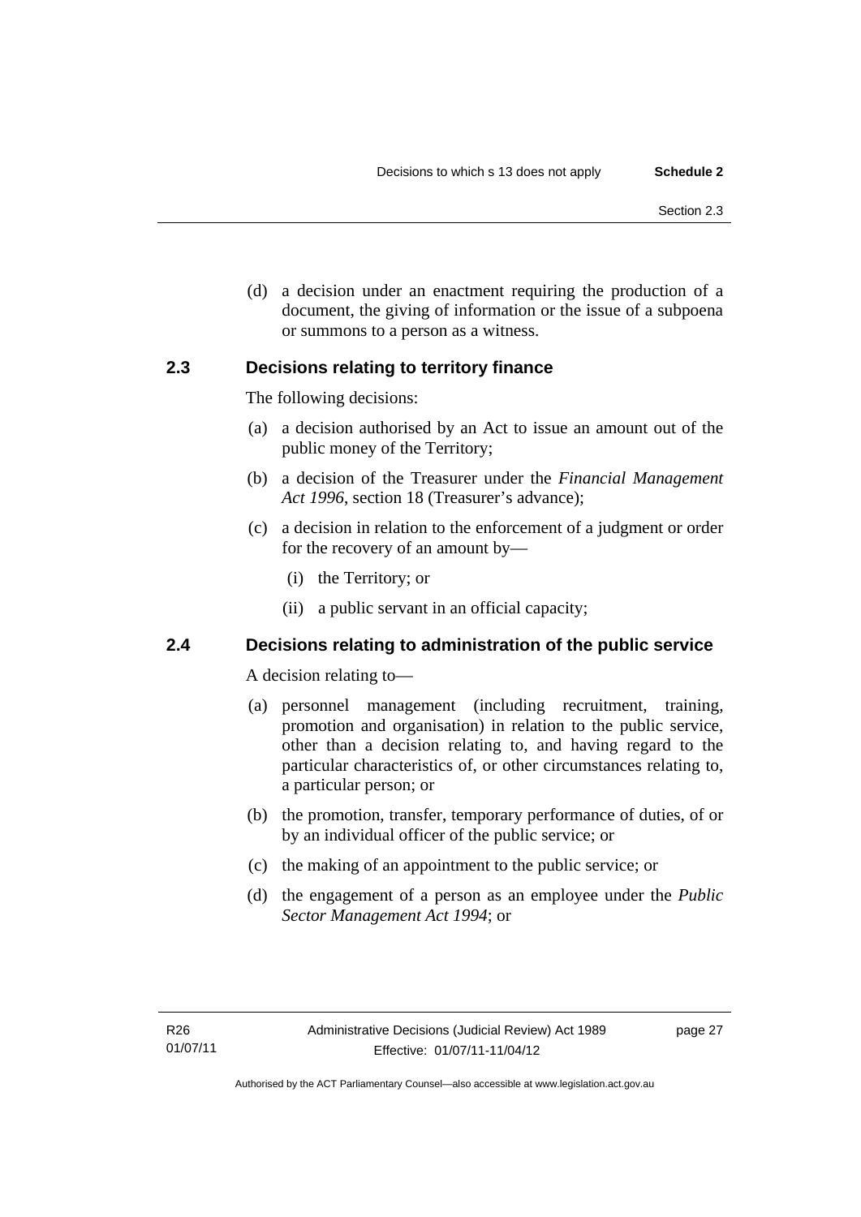(d) a decision under an enactment requiring the production of a document, the giving of information or the issue of a subpoena or summons to a person as a witness.

### 2.3 Decisions relating to territory finance

The following decisions:

(a) a decision authorised by an Act to issue an amount out of the public money of the Territory;

(b) a decision of the Treasurer under the *Financial Management Act 1996*, section 18 (Treasurer's advance);

(c) a decision in relation to the enforcement of a judgment or order for the recovery of an amount by—

  (i) the Territory; or

  (ii) a public servant in an official capacity;

### 2.4 Decisions relating to administration of the public service

A decision relating to—

(a) personnel management (including recruitment, training, promotion and organisation) in relation to the public service, other than a decision relating to, and having regard to the particular characteristics of, or other circumstances relating to, a particular person; or

(b) the promotion, transfer, temporary performance of duties, of or by an individual officer of the public service; or

(c) the making of an appointment to the public service; or

(d) the engagement of a person as an employee under the *Public Sector Management Act 1994*; or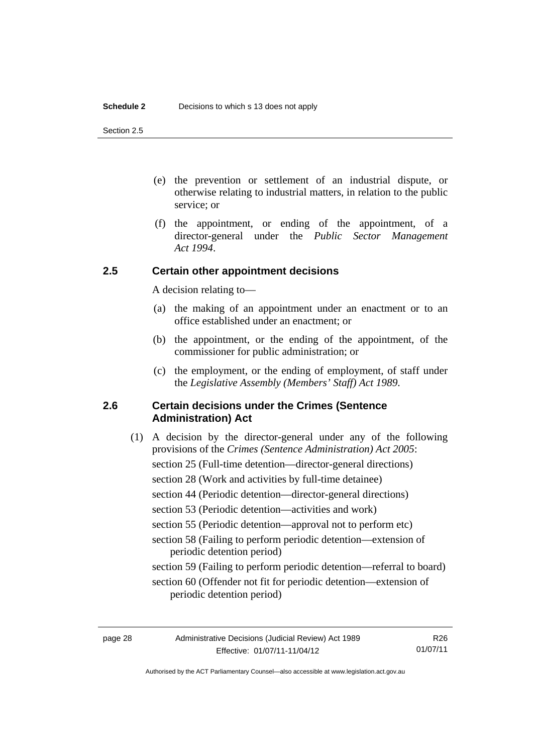(e) the prevention or settlement of an industrial dispute, or otherwise relating to industrial matters, in relation to the public service; or

(f) the appointment, or ending of the appointment, of a director-general under the *Public Sector Management Act 1994*.

### 2.5 Certain other appointment decisions

A decision relating to—

(a) the making of an appointment under an enactment or to an office established under an enactment; or

(b) the appointment, or the ending of the appointment, of the commissioner for public administration; or

(c) the employment, or the ending of employment, of staff under the *Legislative Assembly (Members' Staff) Act 1989*.

### 2.6 Certain decisions under the Crimes (Sentence Administration) Act

(1) A decision by the director-general under any of the following provisions of the *Crimes (Sentence Administration) Act 2005*:

section 25 (Full-time detention—director-general directions)

section 28 (Work and activities by full-time detainee)

section 44 (Periodic detention—director-general directions)

section 53 (Periodic detention—activities and work)

section 55 (Periodic detention—approval not to perform etc)

section 58 (Failing to perform periodic detention—extension of periodic detention period)

section 59 (Failing to perform periodic detention—referral to board)

section 60 (Offender not fit for periodic detention—extension of periodic detention period)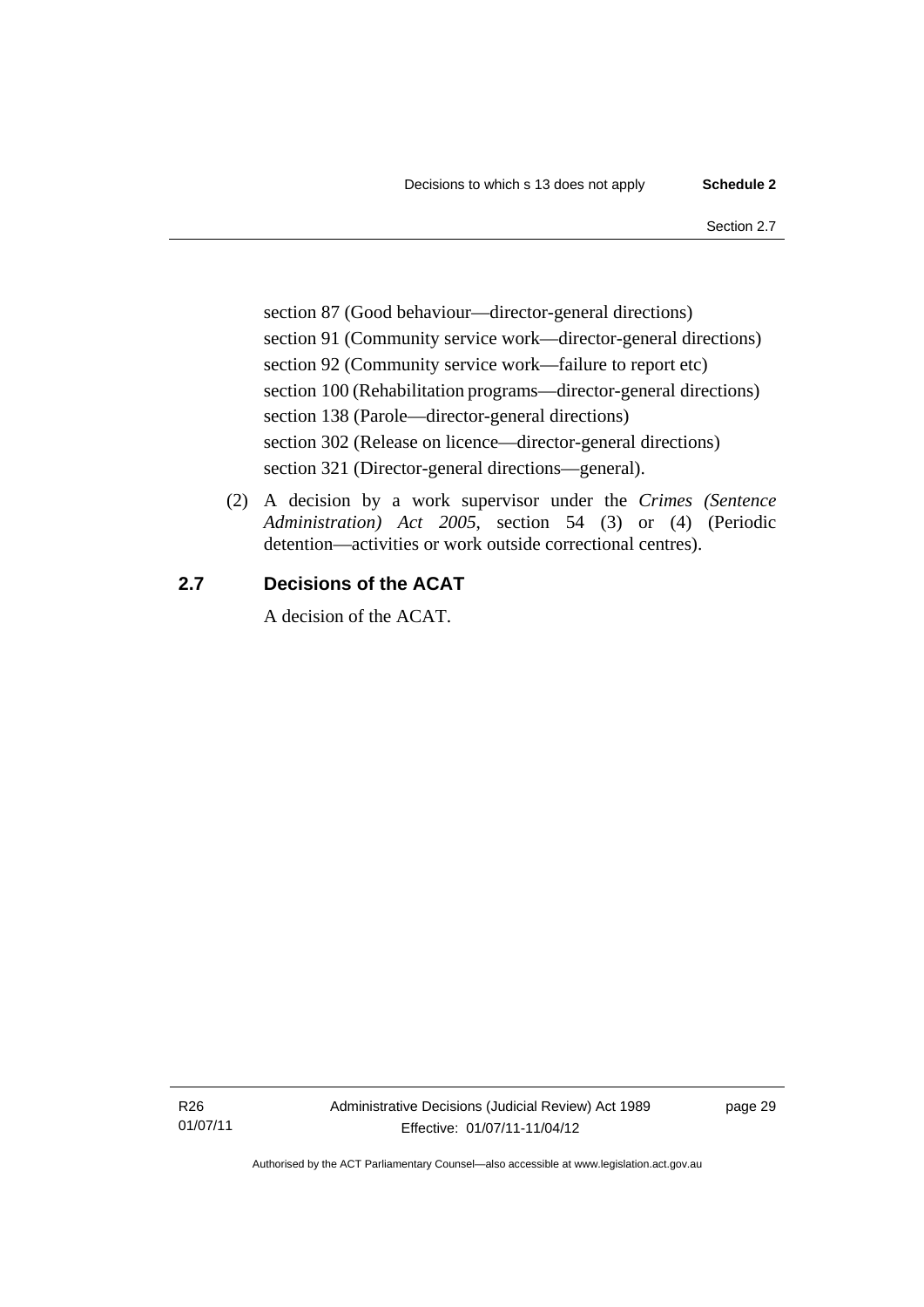section 87 (Good behaviour—director-general directions)
section 91 (Community service work—director-general directions)
section 92 (Community service work—failure to report etc)
section 100 (Rehabilitation programs—director-general directions)
section 138 (Parole—director-general directions)
section 302 (Release on licence—director-general directions)
section 321 (Director-general directions—general).

(2) A decision by a work supervisor under the *Crimes (Sentence Administration) Act 2005*, section 54 (3) or (4) (Periodic detention—activities or work outside correctional centres).

## 2.7 Decisions of the ACAT

A decision of the ACAT.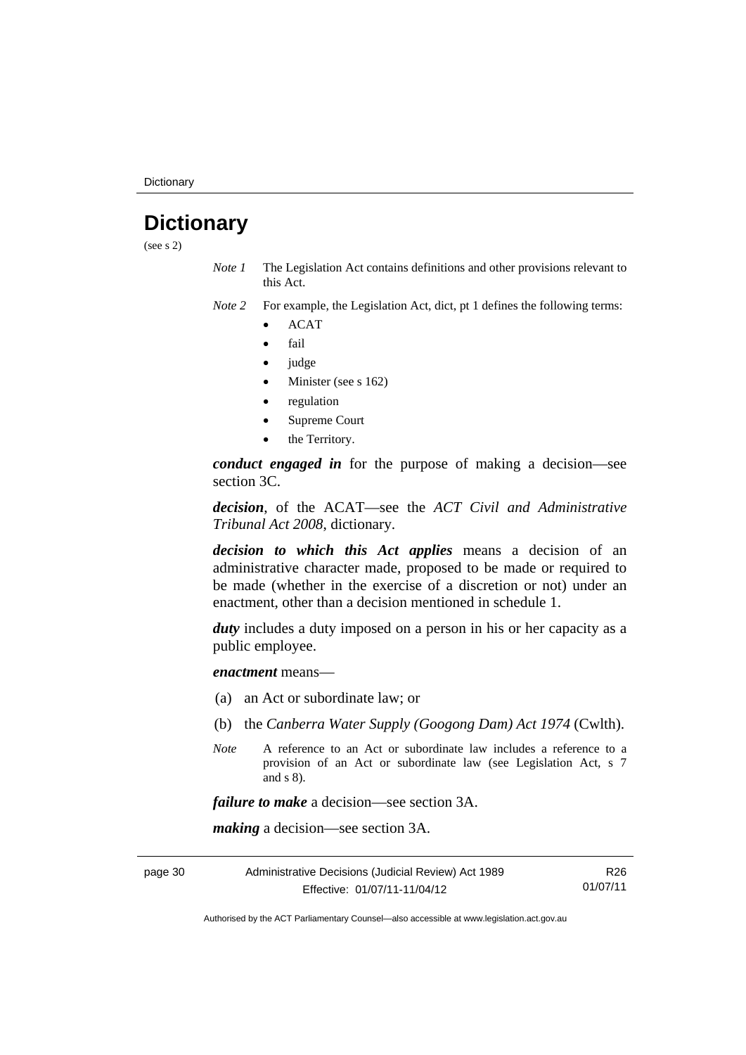# Dictionary

(see s 2)

*Note 1* The Legislation Act contains definitions and other provisions relevant to this Act.

*Note 2* For example, the Legislation Act, dict, pt 1 defines the following terms:

- ACAT
- fail
- judge
- Minister (see s 162)
- regulation
- Supreme Court
- the Territory.

***conduct engaged in*** for the purpose of making a decision—see section 3C.

***decision***, of the ACAT—see the *ACT Civil and Administrative Tribunal Act 2008*, dictionary.

***decision to which this Act applies*** means a decision of an administrative character made, proposed to be made or required to be made (whether in the exercise of a discretion or not) under an enactment, other than a decision mentioned in schedule 1.

***duty*** includes a duty imposed on a person in his or her capacity as a public employee.

***enactment*** means—

(a) an Act or subordinate law; or

(b) the *Canberra Water Supply (Googong Dam) Act 1974* (Cwlth).

*Note* A reference to an Act or subordinate law includes a reference to a provision of an Act or subordinate law (see Legislation Act, s 7 and s 8).

***failure to make*** a decision—see section 3A.

***making*** a decision—see section 3A.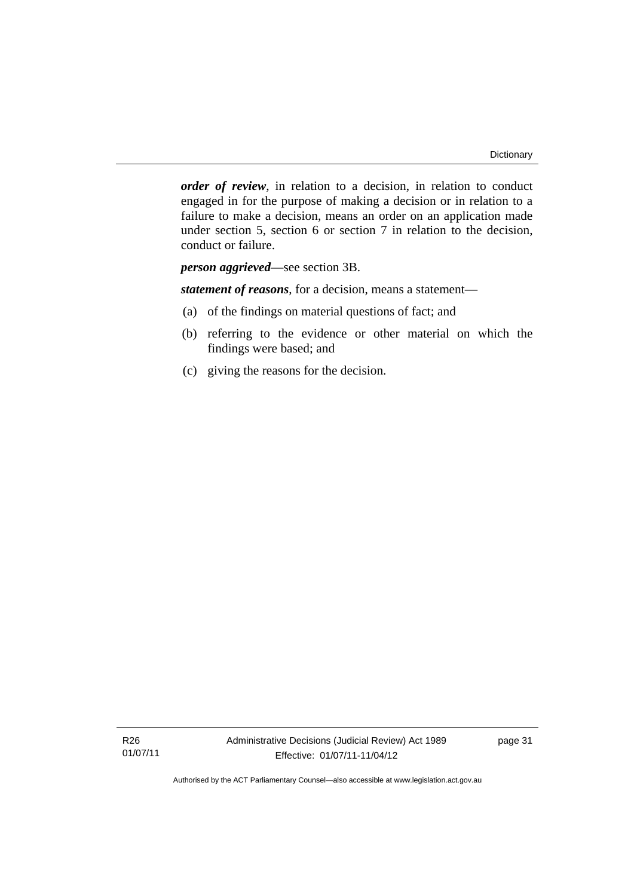***order of review***, in relation to a decision, in relation to conduct engaged in for the purpose of making a decision or in relation to a failure to make a decision, means an order on an application made under section 5, section 6 or section 7 in relation to the decision, conduct or failure.

***person aggrieved***—see section 3B.

***statement of reasons***, for a decision, means a statement—

(a) of the findings on material questions of fact; and

(b) referring to the evidence or other material on which the findings were based; and

(c) giving the reasons for the decision.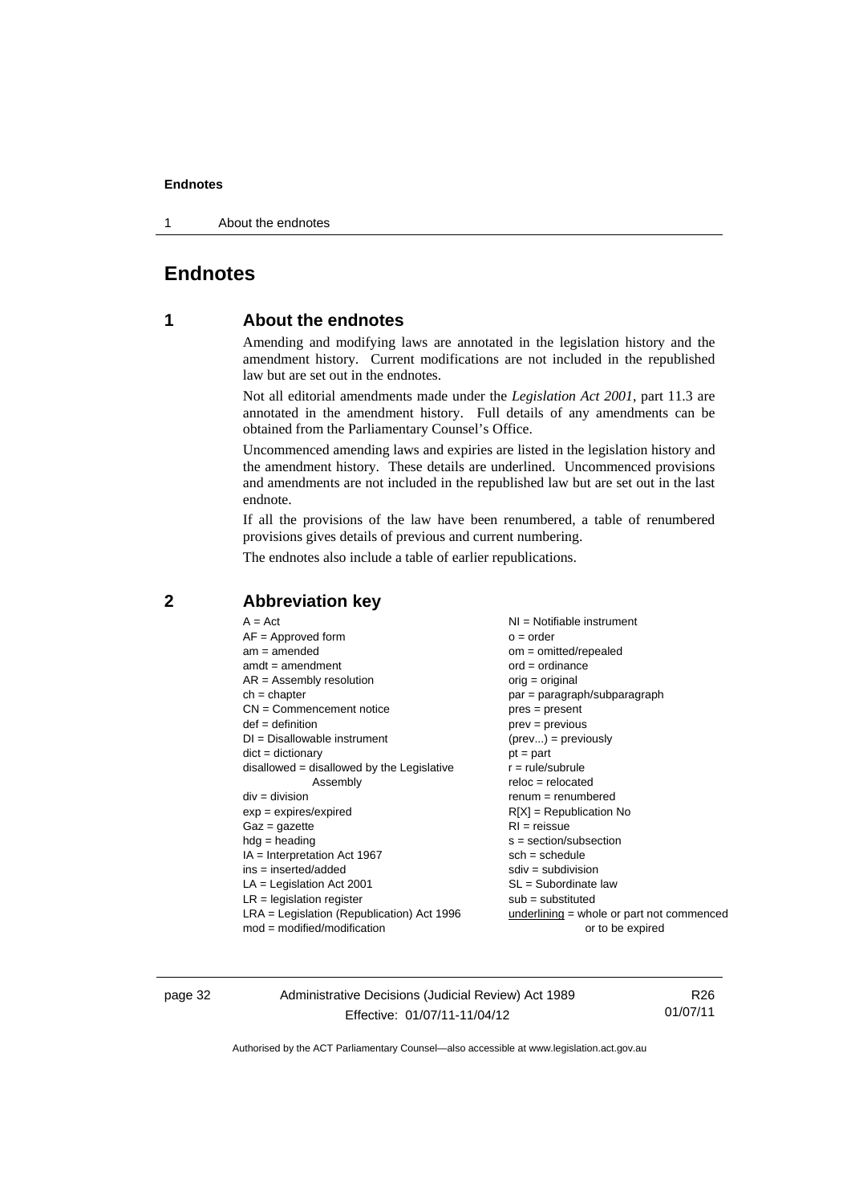# Endnotes

## 1 About the endnotes

Amending and modifying laws are annotated in the legislation history and the amendment history. Current modifications are not included in the republished law but are set out in the endnotes.

Not all editorial amendments made under the *Legislation Act 2001*, part 11.3 are annotated in the amendment history. Full details of any amendments can be obtained from the Parliamentary Counsel's Office.

Uncommenced amending laws and expiries are listed in the legislation history and the amendment history. These details are underlined. Uncommenced provisions and amendments are not included in the republished law but are set out in the last endnote.

If all the provisions of the law have been renumbered, a table of renumbered provisions gives details of previous and current numbering.

The endnotes also include a table of earlier republications.

## 2 Abbreviation key

A = Act
AF = Approved form
am = amended
amdt = amendment
AR = Assembly resolution
ch = chapter
CN = Commencement notice
def = definition
DI = Disallowable instrument
dict = dictionary
disallowed = disallowed by the Legislative Assembly
div = division
exp = expires/expired
Gaz = gazette
hdg = heading
IA = Interpretation Act 1967
ins = inserted/added
LA = Legislation Act 2001
LR = legislation register
LRA = Legislation (Republication) Act 1996
mod = modified/modification
NI = Notifiable instrument
o = order
om = omitted/repealed
ord = ordinance
orig = original
par = paragraph/subparagraph
pres = present
prev = previous
(prev...) = previously
pt = part
r = rule/subrule
reloc = relocated
renum = renumbered
R[X] = Republication No
RI = reissue
s = section/subsection
sch = schedule
sdiv = subdivision
SL = Subordinate law
sub = substituted
underlining = whole or part not commenced or to be expired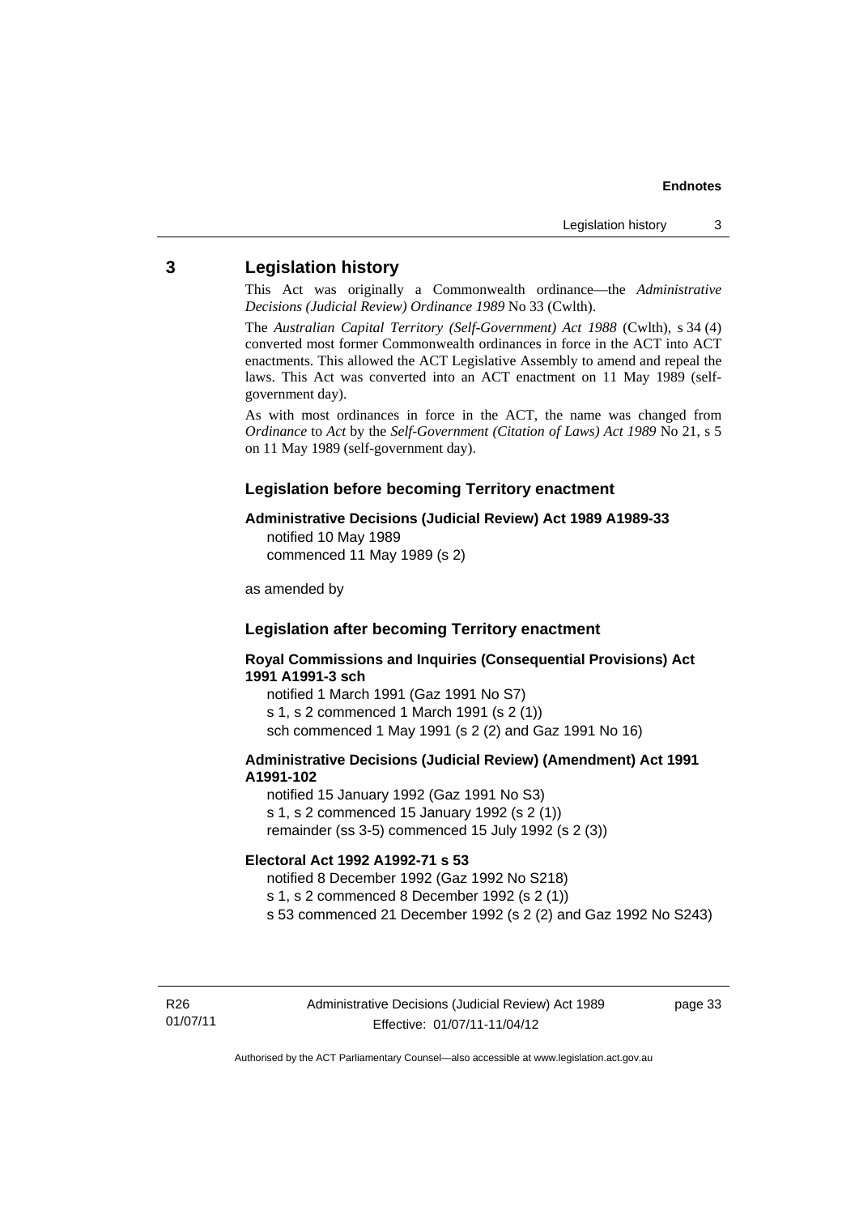## 3 Legislation history

This Act was originally a Commonwealth ordinance—the *Administrative Decisions (Judicial Review) Ordinance 1989* No 33 (Cwlth).

The *Australian Capital Territory (Self-Government) Act 1988* (Cwlth), s 34 (4) converted most former Commonwealth ordinances in force in the ACT into ACT enactments. This allowed the ACT Legislative Assembly to amend and repeal the laws. This Act was converted into an ACT enactment on 11 May 1989 (self-government day).

As with most ordinances in force in the ACT, the name was changed from *Ordinance* to *Act* by the *Self-Government (Citation of Laws) Act 1989* No 21, s 5 on 11 May 1989 (self-government day).

### Legislation before becoming Territory enactment

**Administrative Decisions (Judicial Review) Act 1989 A1989-33**
notified 10 May 1989
commenced 11 May 1989 (s 2)

as amended by

### Legislation after becoming Territory enactment

**Royal Commissions and Inquiries (Consequential Provisions) Act 1991 A1991-3 sch**
notified 1 March 1991 (Gaz 1991 No S7)
s 1, s 2 commenced 1 March 1991 (s 2 (1))
sch commenced 1 May 1991 (s 2 (2) and Gaz 1991 No 16)

**Administrative Decisions (Judicial Review) (Amendment) Act 1991 A1991-102**
notified 15 January 1992 (Gaz 1991 No S3)
s 1, s 2 commenced 15 January 1992 (s 2 (1))
remainder (ss 3-5) commenced 15 July 1992 (s 2 (3))

**Electoral Act 1992 A1992-71 s 53**
notified 8 December 1992 (Gaz 1992 No S218)
s 1, s 2 commenced 8 December 1992 (s 2 (1))
s 53 commenced 21 December 1992 (s 2 (2) and Gaz 1992 No S243)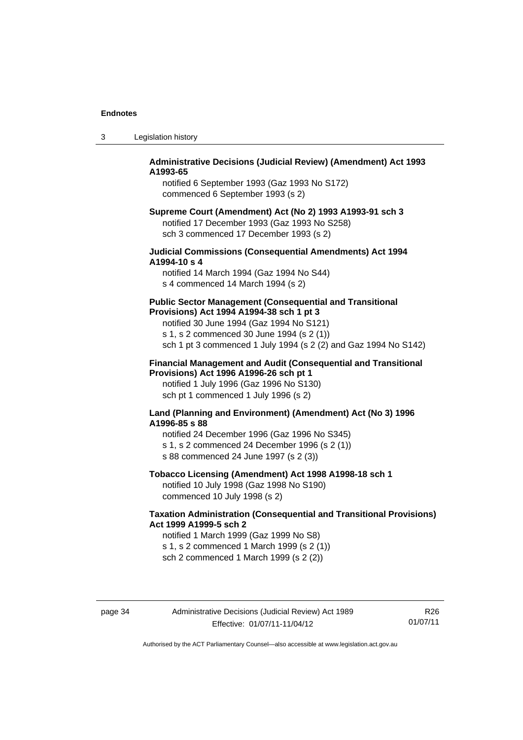**Administrative Decisions (Judicial Review) (Amendment) Act 1993 A1993-65**

notified 6 September 1993 (Gaz 1993 No S172)
commenced 6 September 1993 (s 2)

**Supreme Court (Amendment) Act (No 2) 1993 A1993-91 sch 3**

notified 17 December 1993 (Gaz 1993 No S258)
sch 3 commenced 17 December 1993 (s 2)

**Judicial Commissions (Consequential Amendments) Act 1994 A1994-10 s 4**

notified 14 March 1994 (Gaz 1994 No S44)
s 4 commenced 14 March 1994 (s 2)

**Public Sector Management (Consequential and Transitional Provisions) Act 1994 A1994-38 sch 1 pt 3**

notified 30 June 1994 (Gaz 1994 No S121)
s 1, s 2 commenced 30 June 1994 (s 2 (1))
sch 1 pt 3 commenced 1 July 1994 (s 2 (2) and Gaz 1994 No S142)

**Financial Management and Audit (Consequential and Transitional Provisions) Act 1996 A1996-26 sch pt 1**

notified 1 July 1996 (Gaz 1996 No S130)
sch pt 1 commenced 1 July 1996 (s 2)

**Land (Planning and Environment) (Amendment) Act (No 3) 1996 A1996-85 s 88**

notified 24 December 1996 (Gaz 1996 No S345)
s 1, s 2 commenced 24 December 1996 (s 2 (1))
s 88 commenced 24 June 1997 (s 2 (3))

**Tobacco Licensing (Amendment) Act 1998 A1998-18 sch 1**

notified 10 July 1998 (Gaz 1998 No S190)
commenced 10 July 1998 (s 2)

**Taxation Administration (Consequential and Transitional Provisions) Act 1999 A1999-5 sch 2**

notified 1 March 1999 (Gaz 1999 No S8)
s 1, s 2 commenced 1 March 1999 (s 2 (1))
sch 2 commenced 1 March 1999 (s 2 (2))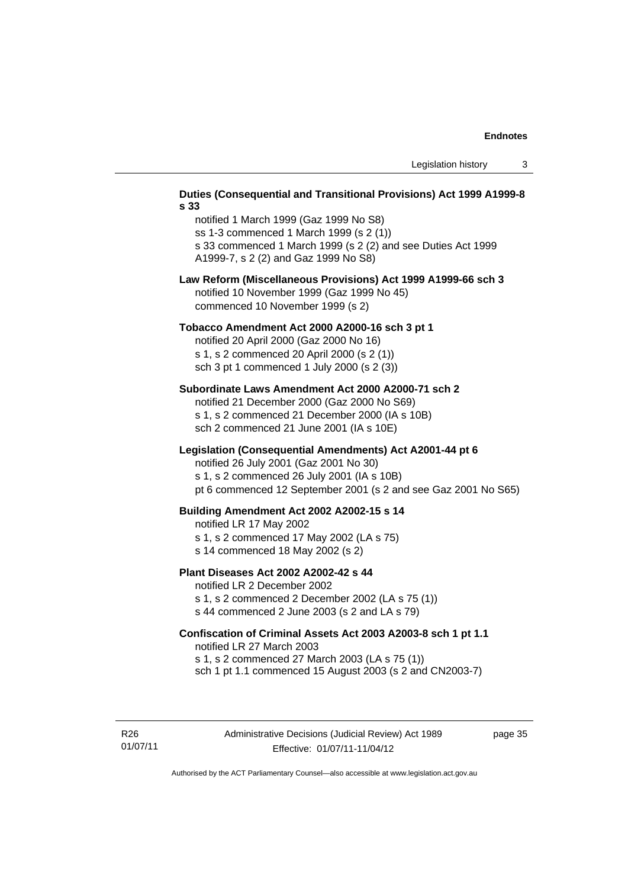**Duties (Consequential and Transitional Provisions) Act 1999 A1999-8 s 33**

notified 1 March 1999 (Gaz 1999 No S8)
ss 1-3 commenced 1 March 1999 (s 2 (1))
s 33 commenced 1 March 1999 (s 2 (2) and see Duties Act 1999 A1999-7, s 2 (2) and Gaz 1999 No S8)

**Law Reform (Miscellaneous Provisions) Act 1999 A1999-66 sch 3**

notified 10 November 1999 (Gaz 1999 No 45)
commenced 10 November 1999 (s 2)

**Tobacco Amendment Act 2000 A2000-16 sch 3 pt 1**

notified 20 April 2000 (Gaz 2000 No 16)
s 1, s 2 commenced 20 April 2000 (s 2 (1))
sch 3 pt 1 commenced 1 July 2000 (s 2 (3))

**Subordinate Laws Amendment Act 2000 A2000-71 sch 2**

notified 21 December 2000 (Gaz 2000 No S69)
s 1, s 2 commenced 21 December 2000 (IA s 10B)
sch 2 commenced 21 June 2001 (IA s 10E)

**Legislation (Consequential Amendments) Act A2001-44 pt 6**

notified 26 July 2001 (Gaz 2001 No 30)
s 1, s 2 commenced 26 July 2001 (IA s 10B)
pt 6 commenced 12 September 2001 (s 2 and see Gaz 2001 No S65)

**Building Amendment Act 2002 A2002-15 s 14**

notified LR 17 May 2002
s 1, s 2 commenced 17 May 2002 (LA s 75)
s 14 commenced 18 May 2002 (s 2)

**Plant Diseases Act 2002 A2002-42 s 44**

notified LR 2 December 2002
s 1, s 2 commenced 2 December 2002 (LA s 75 (1))
s 44 commenced 2 June 2003 (s 2 and LA s 79)

**Confiscation of Criminal Assets Act 2003 A2003-8 sch 1 pt 1.1**

notified LR 27 March 2003
s 1, s 2 commenced 27 March 2003 (LA s 75 (1))
sch 1 pt 1.1 commenced 15 August 2003 (s 2 and CN2003-7)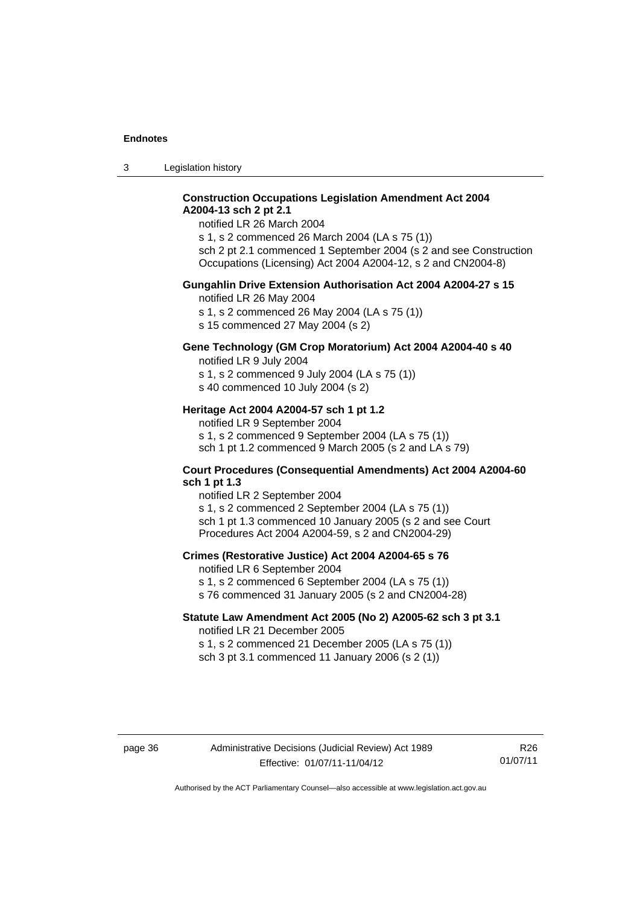**Construction Occupations Legislation Amendment Act 2004 A2004-13 sch 2 pt 2.1**

notified LR 26 March 2004
s 1, s 2 commenced 26 March 2004 (LA s 75 (1))
sch 2 pt 2.1 commenced 1 September 2004 (s 2 and see Construction Occupations (Licensing) Act 2004 A2004-12, s 2 and CN2004-8)

**Gungahlin Drive Extension Authorisation Act 2004 A2004-27 s 15**

notified LR 26 May 2004
s 1, s 2 commenced 26 May 2004 (LA s 75 (1))
s 15 commenced 27 May 2004 (s 2)

**Gene Technology (GM Crop Moratorium) Act 2004 A2004-40 s 40**

notified LR 9 July 2004
s 1, s 2 commenced 9 July 2004 (LA s 75 (1))
s 40 commenced 10 July 2004 (s 2)

**Heritage Act 2004 A2004-57 sch 1 pt 1.2**

notified LR 9 September 2004
s 1, s 2 commenced 9 September 2004 (LA s 75 (1))
sch 1 pt 1.2 commenced 9 March 2005 (s 2 and LA s 79)

**Court Procedures (Consequential Amendments) Act 2004 A2004-60 sch 1 pt 1.3**

notified LR 2 September 2004
s 1, s 2 commenced 2 September 2004 (LA s 75 (1))
sch 1 pt 1.3 commenced 10 January 2005 (s 2 and see Court Procedures Act 2004 A2004-59, s 2 and CN2004-29)

**Crimes (Restorative Justice) Act 2004 A2004-65 s 76**

notified LR 6 September 2004
s 1, s 2 commenced 6 September 2004 (LA s 75 (1))
s 76 commenced 31 January 2005 (s 2 and CN2004-28)

**Statute Law Amendment Act 2005 (No 2) A2005-62 sch 3 pt 3.1**

notified LR 21 December 2005
s 1, s 2 commenced 21 December 2005 (LA s 75 (1))
sch 3 pt 3.1 commenced 11 January 2006 (s 2 (1))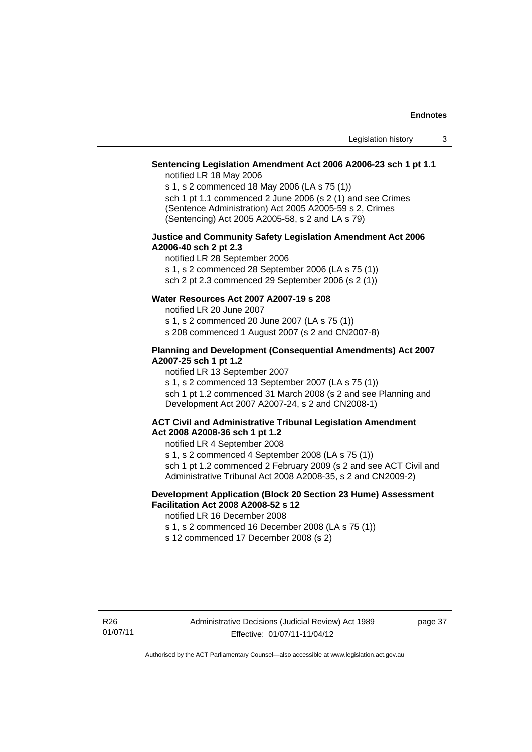**Sentencing Legislation Amendment Act 2006 A2006-23 sch 1 pt 1.1**

notified LR 18 May 2006

s 1, s 2 commenced 18 May 2006 (LA s 75 (1))

sch 1 pt 1.1 commenced 2 June 2006 (s 2 (1) and see Crimes (Sentence Administration) Act 2005 A2005-59 s 2, Crimes (Sentencing) Act 2005 A2005-58, s 2 and LA s 79)

**Justice and Community Safety Legislation Amendment Act 2006 A2006-40 sch 2 pt 2.3**

notified LR 28 September 2006

s 1, s 2 commenced 28 September 2006 (LA s 75 (1))

sch 2 pt 2.3 commenced 29 September 2006 (s 2 (1))

**Water Resources Act 2007 A2007-19 s 208**

notified LR 20 June 2007

s 1, s 2 commenced 20 June 2007 (LA s 75 (1))

s 208 commenced 1 August 2007 (s 2 and CN2007-8)

**Planning and Development (Consequential Amendments) Act 2007 A2007-25 sch 1 pt 1.2**

notified LR 13 September 2007

s 1, s 2 commenced 13 September 2007 (LA s 75 (1))

sch 1 pt 1.2 commenced 31 March 2008 (s 2 and see Planning and Development Act 2007 A2007-24, s 2 and CN2008-1)

**ACT Civil and Administrative Tribunal Legislation Amendment Act 2008 A2008-36 sch 1 pt 1.2**

notified LR 4 September 2008

s 1, s 2 commenced 4 September 2008 (LA s 75 (1))

sch 1 pt 1.2 commenced 2 February 2009 (s 2 and see ACT Civil and Administrative Tribunal Act 2008 A2008-35, s 2 and CN2009-2)

**Development Application (Block 20 Section 23 Hume) Assessment Facilitation Act 2008 A2008-52 s 12**

notified LR 16 December 2008

s 1, s 2 commenced 16 December 2008 (LA s 75 (1))

s 12 commenced 17 December 2008 (s 2)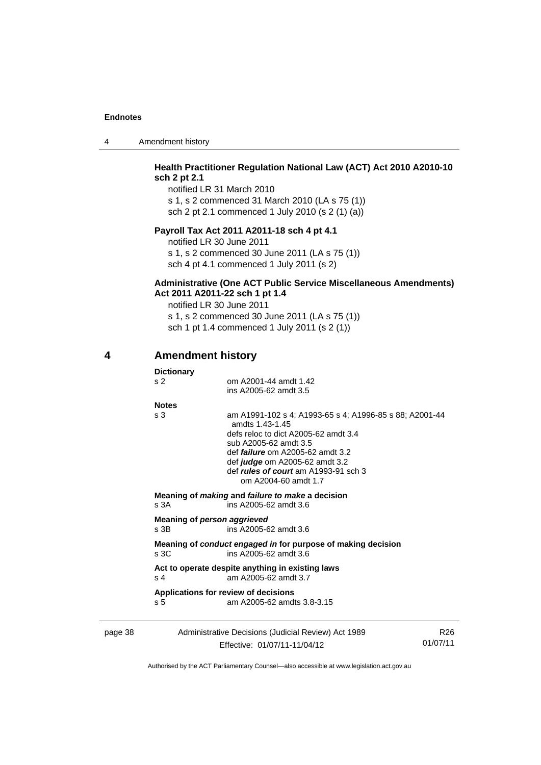**Health Practitioner Regulation National Law (ACT) Act 2010 A2010-10 sch 2 pt 2.1**

notified LR 31 March 2010

s 1, s 2 commenced 31 March 2010 (LA s 75 (1))

sch 2 pt 2.1 commenced 1 July 2010 (s 2 (1) (a))

**Payroll Tax Act 2011 A2011-18 sch 4 pt 4.1**

notified LR 30 June 2011

s 1, s 2 commenced 30 June 2011 (LA s 75 (1))

sch 4 pt 4.1 commenced 1 July 2011 (s 2)

**Administrative (One ACT Public Service Miscellaneous Amendments) Act 2011 A2011-22 sch 1 pt 1.4**

notified LR 30 June 2011

s 1, s 2 commenced 30 June 2011 (LA s 75 (1))

sch 1 pt 1.4 commenced 1 July 2011 (s 2 (1))

## 4 Amendment history

**Dictionary**

s 2 — om A2001-44 amdt 1.42
ins A2005-62 amdt 3.5

**Notes**

s 3 — am A1991-102 s 4; A1993-65 s 4; A1996-85 s 88; A2001-44 amdts 1.43-1.45
defs reloc to dict A2005-62 amdt 3.4
sub A2005-62 amdt 3.5
def ***failure*** om A2005-62 amdt 3.2
def ***judge*** om A2005-62 amdt 3.2
def ***rules of court*** am A1993-91 sch 3
om A2004-60 amdt 1.7

**Meaning of *making* and *failure to make* a decision**

s 3A — ins A2005-62 amdt 3.6

**Meaning of *person aggrieved***

s 3B — ins A2005-62 amdt 3.6

**Meaning of *conduct engaged in* for purpose of making decision**

s 3C — ins A2005-62 amdt 3.6

**Act to operate despite anything in existing laws**

s 4 — am A2005-62 amdt 3.7

**Applications for review of decisions**

s 5 — am A2005-62 amdts 3.8-3.15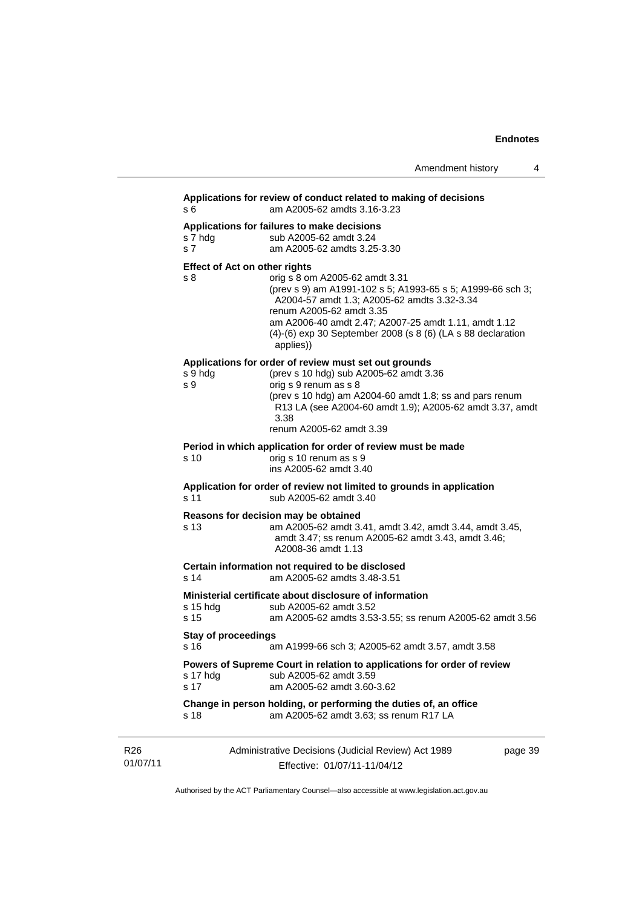**Applications for review of conduct related to making of decisions**
s 6 am A2005-62 amdts 3.16-3.23

**Applications for failures to make decisions**
s 7 hdg sub A2005-62 amdt 3.24
s 7 am A2005-62 amdts 3.25-3.30

**Effect of Act on other rights**
s 8 orig s 8 om A2005-62 amdt 3.31
(prev s 9) am A1991-102 s 5; A1993-65 s 5; A1999-66 sch 3; A2004-57 amdt 1.3; A2005-62 amdts 3.32-3.34
renum A2005-62 amdt 3.35
am A2006-40 amdt 2.47; A2007-25 amdt 1.11, amdt 1.12
(4)-(6) exp 30 September 2008 (s 8 (6) (LA s 88 declaration applies))

**Applications for order of review must set out grounds**
s 9 hdg (prev s 10 hdg) sub A2005-62 amdt 3.36
s 9 orig s 9 renum as s 8
(prev s 10 hdg) am A2004-60 amdt 1.8; ss and pars renum R13 LA (see A2004-60 amdt 1.9); A2005-62 amdt 3.37, amdt 3.38
renum A2005-62 amdt 3.39

**Period in which application for order of review must be made**
s 10 orig s 10 renum as s 9
ins A2005-62 amdt 3.40

**Application for order of review not limited to grounds in application**
s 11 sub A2005-62 amdt 3.40

**Reasons for decision may be obtained**
s 13 am A2005-62 amdt 3.41, amdt 3.42, amdt 3.44, amdt 3.45, amdt 3.47; ss renum A2005-62 amdt 3.43, amdt 3.46; A2008-36 amdt 1.13

**Certain information not required to be disclosed**
s 14 am A2005-62 amdts 3.48-3.51

**Ministerial certificate about disclosure of information**
s 15 hdg sub A2005-62 amdt 3.52
s 15 am A2005-62 amdts 3.53-3.55; ss renum A2005-62 amdt 3.56

**Stay of proceedings**
s 16 am A1999-66 sch 3; A2005-62 amdt 3.57, amdt 3.58

**Powers of Supreme Court in relation to applications for order of review**
s 17 hdg sub A2005-62 amdt 3.59
s 17 am A2005-62 amdt 3.60-3.62

**Change in person holding, or performing the duties of, an office**
s 18 am A2005-62 amdt 3.63; ss renum R17 LA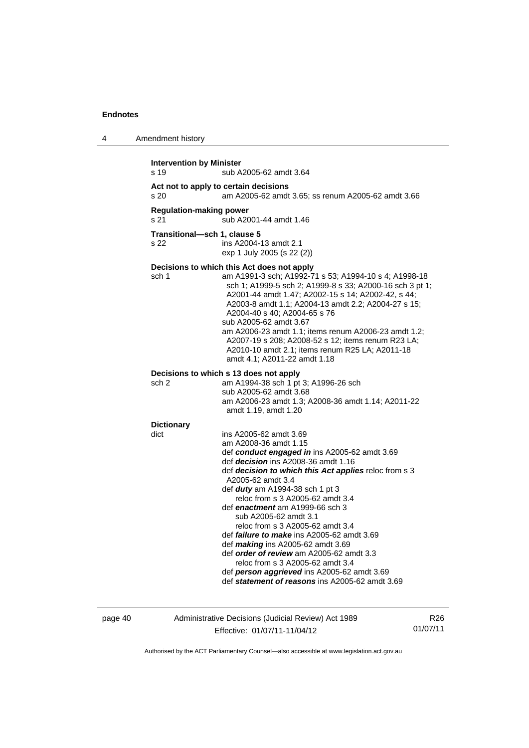**Intervention by Minister**
s 19 sub A2005-62 amdt 3.64

**Act not to apply to certain decisions**
s 20 am A2005-62 amdt 3.65; ss renum A2005-62 amdt 3.66

**Regulation-making power**
s 21 sub A2001-44 amdt 1.46

**Transitional—sch 1, clause 5**
s 22 ins A2004-13 amdt 2.1
exp 1 July 2005 (s 22 (2))

**Decisions to which this Act does not apply**
sch 1 am A1991-3 sch; A1992-71 s 53; A1994-10 s 4; A1998-18 sch 1; A1999-5 sch 2; A1999-8 s 33; A2000-16 sch 3 pt 1; A2001-44 amdt 1.47; A2002-15 s 14; A2002-42, s 44; A2003-8 amdt 1.1; A2004-13 amdt 2.2; A2004-27 s 15; A2004-40 s 40; A2004-65 s 76
sub A2005-62 amdt 3.67
am A2006-23 amdt 1.1; items renum A2006-23 amdt 1.2; A2007-19 s 208; A2008-52 s 12; items renum R23 LA; A2010-10 amdt 2.1; items renum R25 LA; A2011-18 amdt 4.1; A2011-22 amdt 1.18

**Decisions to which s 13 does not apply**
sch 2 am A1994-38 sch 1 pt 3; A1996-26 sch
sub A2005-62 amdt 3.68
am A2006-23 amdt 1.3; A2008-36 amdt 1.14; A2011-22 amdt 1.19, amdt 1.20

**Dictionary**
dict ins A2005-62 amdt 3.69
am A2008-36 amdt 1.15
def ***conduct engaged in*** ins A2005-62 amdt 3.69
def ***decision*** ins A2008-36 amdt 1.16
def ***decision to which this Act applies*** reloc from s 3 A2005-62 amdt 3.4
def ***duty*** am A1994-38 sch 1 pt 3
reloc from s 3 A2005-62 amdt 3.4
def ***enactment*** am A1999-66 sch 3
sub A2005-62 amdt 3.1
reloc from s 3 A2005-62 amdt 3.4
def ***failure to make*** ins A2005-62 amdt 3.69
def ***making*** ins A2005-62 amdt 3.69
def ***order of review*** am A2005-62 amdt 3.3
reloc from s 3 A2005-62 amdt 3.4
def ***person aggrieved*** ins A2005-62 amdt 3.69
def ***statement of reasons*** ins A2005-62 amdt 3.69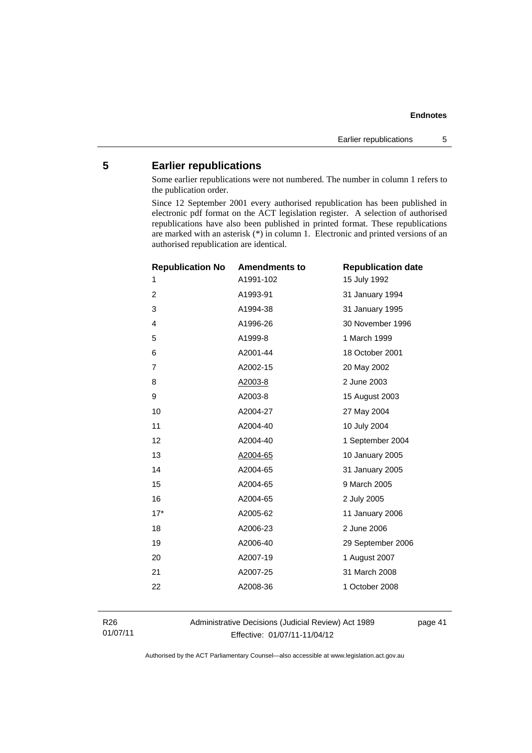## 5 Earlier republications

Some earlier republications were not numbered. The number in column 1 refers to the publication order.

Since 12 September 2001 every authorised republication has been published in electronic pdf format on the ACT legislation register. A selection of authorised republications have also been published in printed format. These republications are marked with an asterisk (*) in column 1. Electronic and printed versions of an authorised republication are identical.

| Republication No | Amendments to | Republication date |
|---|---|---|
| 1 | A1991-102 | 15 July 1992 |
| 2 | A1993-91 | 31 January 1994 |
| 3 | A1994-38 | 31 January 1995 |
| 4 | A1996-26 | 30 November 1996 |
| 5 | A1999-8 | 1 March 1999 |
| 6 | A2001-44 | 18 October 2001 |
| 7 | A2002-15 | 20 May 2002 |
| 8 | A2003-8 | 2 June 2003 |
| 9 | A2003-8 | 15 August 2003 |
| 10 | A2004-27 | 27 May 2004 |
| 11 | A2004-40 | 10 July 2004 |
| 12 | A2004-40 | 1 September 2004 |
| 13 | A2004-65 | 10 January 2005 |
| 14 | A2004-65 | 31 January 2005 |
| 15 | A2004-65 | 9 March 2005 |
| 16 | A2004-65 | 2 July 2005 |
| 17* | A2005-62 | 11 January 2006 |
| 18 | A2006-23 | 2 June 2006 |
| 19 | A2006-40 | 29 September 2006 |
| 20 | A2007-19 | 1 August 2007 |
| 21 | A2007-25 | 31 March 2008 |
| 22 | A2008-36 | 1 October 2008 |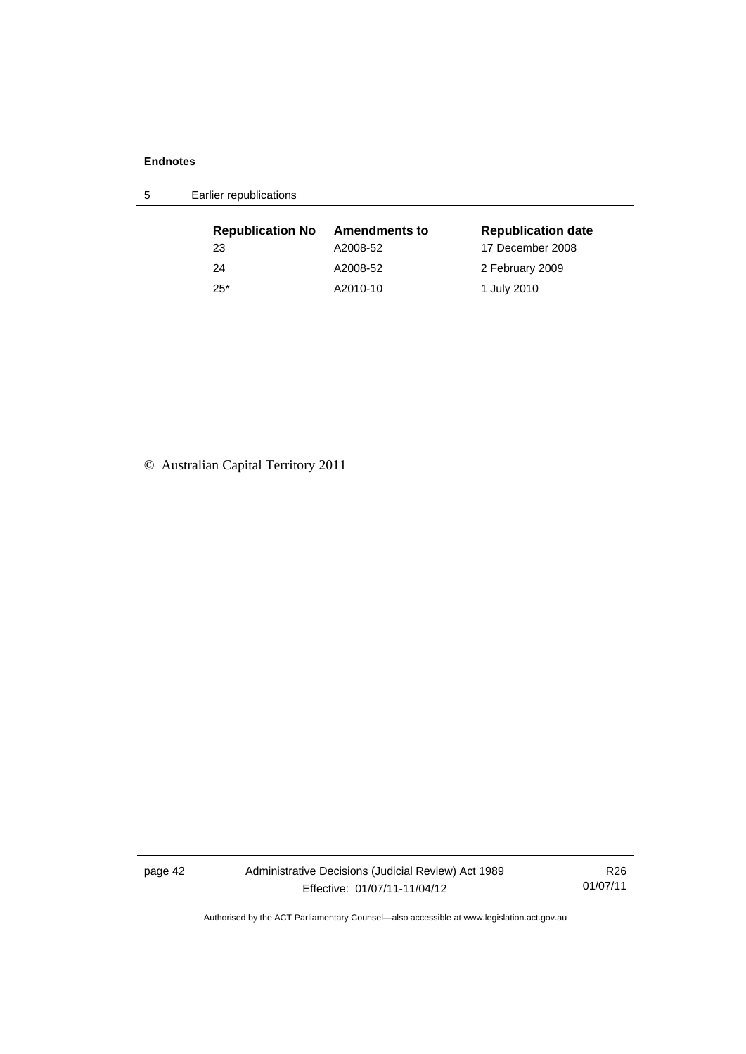## 5 Earlier republications

| Republication No | Amendments to | Republication date |
|---|---|---|
| 23 | A2008-52 | 17 December 2008 |
| 24 | A2008-52 | 2 February 2009 |
| 25* | A2010-10 | 1 July 2010 |

© Australian Capital Territory 2011